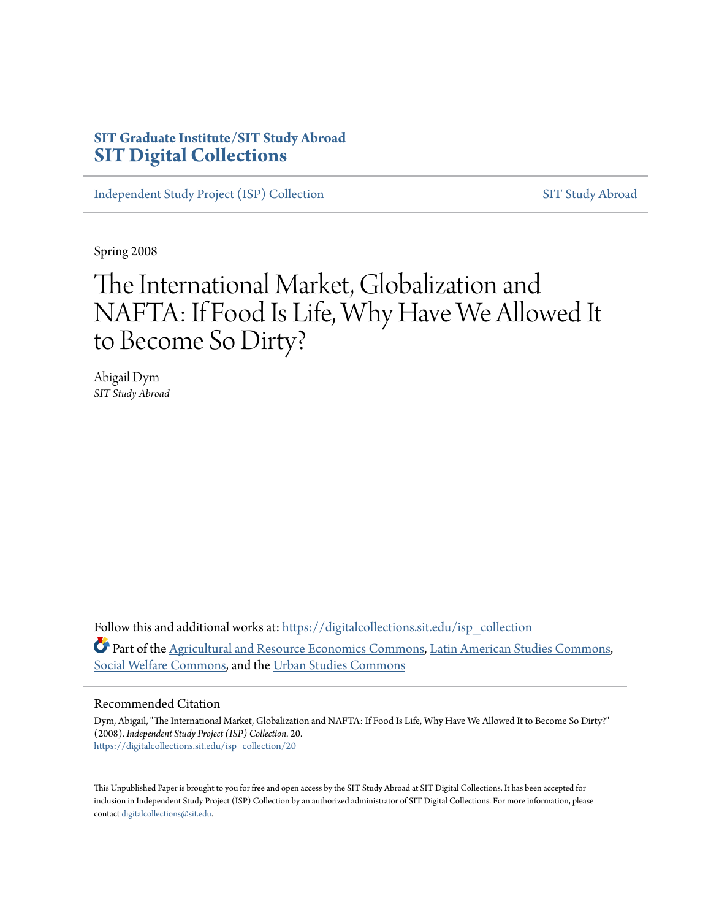**SIT Graduate Institute/SIT Study Abroad**
# SIT Digital Collections

Independent Study Project (ISP) Collection | SIT Study Abroad

Spring 2008

# The International Market, Globalization and NAFTA: If Food Is Life, Why Have We Allowed It to Become So Dirty?

Abigail Dym
*SIT Study Abroad*

Follow this and additional works at: https://digitalcollections.sit.edu/isp_collection

Part of the Agricultural and Resource Economics Commons, Latin American Studies Commons, Social Welfare Commons, and the Urban Studies Commons

## Recommended Citation

Dym, Abigail, "The International Market, Globalization and NAFTA: If Food Is Life, Why Have We Allowed It to Become So Dirty?" (2008). *Independent Study Project (ISP) Collection*. 20.
https://digitalcollections.sit.edu/isp_collection/20

This Unpublished Paper is brought to you for free and open access by the SIT Study Abroad at SIT Digital Collections. It has been accepted for inclusion in Independent Study Project (ISP) Collection by an authorized administrator of SIT Digital Collections. For more information, please contact digitalcollections@sit.edu.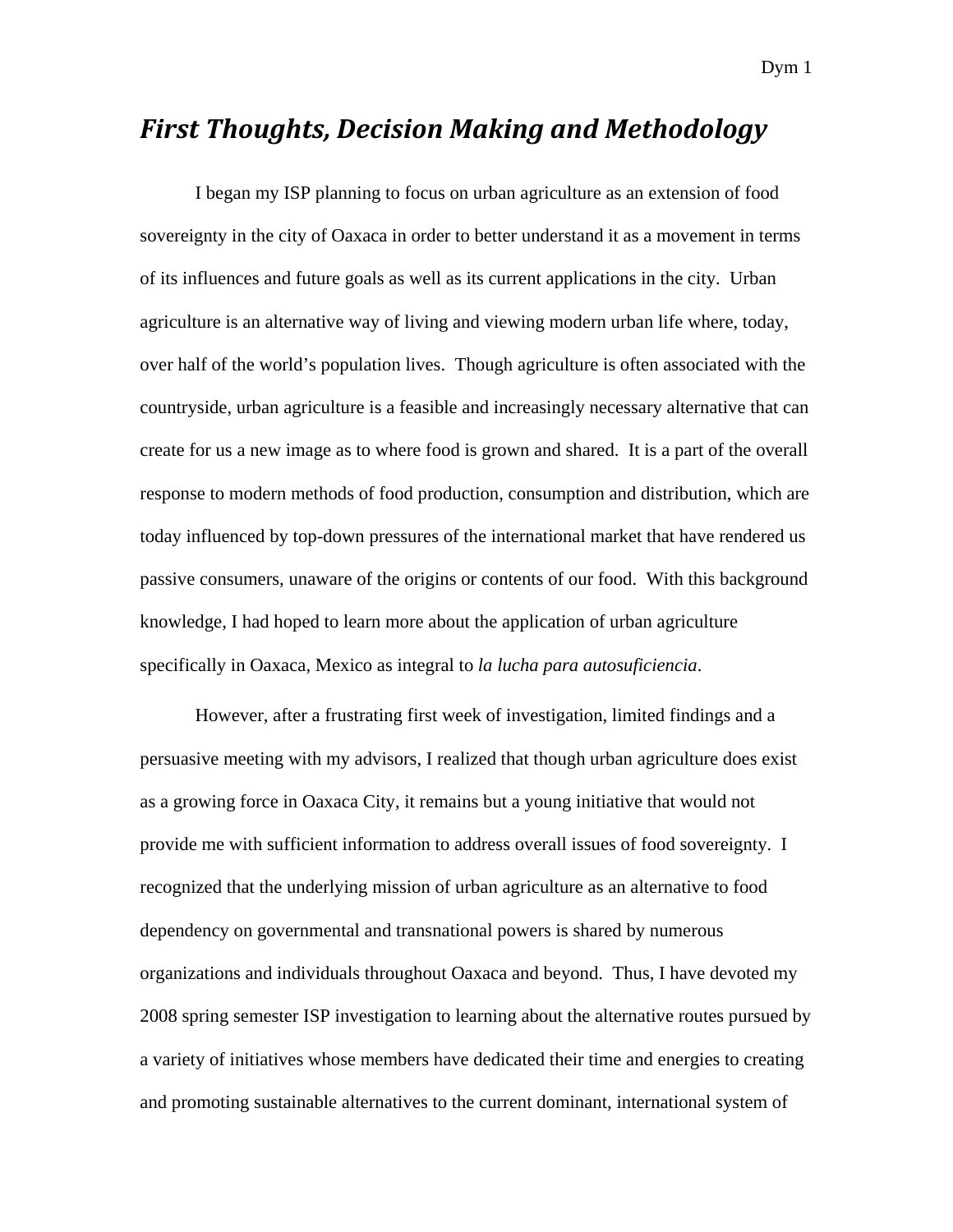# *First Thoughts, Decision Making and Methodology*

I began my ISP planning to focus on urban agriculture as an extension of food sovereignty in the city of Oaxaca in order to better understand it as a movement in terms of its influences and future goals as well as its current applications in the city. Urban agriculture is an alternative way of living and viewing modern urban life where, today, over half of the world's population lives. Though agriculture is often associated with the countryside, urban agriculture is a feasible and increasingly necessary alternative that can create for us a new image as to where food is grown and shared. It is a part of the overall response to modern methods of food production, consumption and distribution, which are today influenced by top-down pressures of the international market that have rendered us passive consumers, unaware of the origins or contents of our food. With this background knowledge, I had hoped to learn more about the application of urban agriculture specifically in Oaxaca, Mexico as integral to *la lucha para autosuficiencia*.

However, after a frustrating first week of investigation, limited findings and a persuasive meeting with my advisors, I realized that though urban agriculture does exist as a growing force in Oaxaca City, it remains but a young initiative that would not provide me with sufficient information to address overall issues of food sovereignty. I recognized that the underlying mission of urban agriculture as an alternative to food dependency on governmental and transnational powers is shared by numerous organizations and individuals throughout Oaxaca and beyond. Thus, I have devoted my 2008 spring semester ISP investigation to learning about the alternative routes pursued by a variety of initiatives whose members have dedicated their time and energies to creating and promoting sustainable alternatives to the current dominant, international system of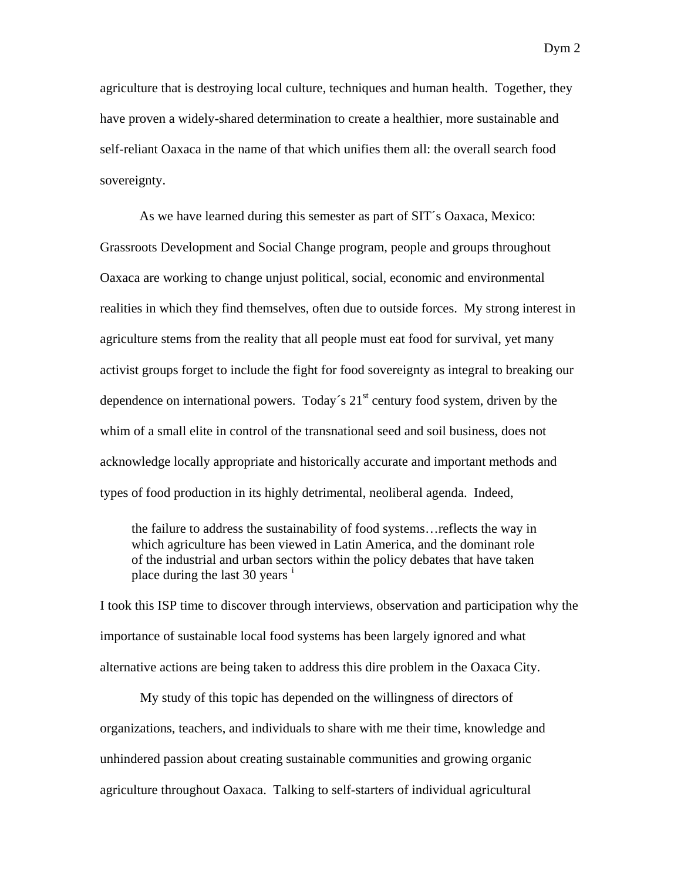agriculture that is destroying local culture, techniques and human health. Together, they have proven a widely-shared determination to create a healthier, more sustainable and self-reliant Oaxaca in the name of that which unifies them all: the overall search food sovereignty.

As we have learned during this semester as part of SIT´s Oaxaca, Mexico: Grassroots Development and Social Change program, people and groups throughout Oaxaca are working to change unjust political, social, economic and environmental realities in which they find themselves, often due to outside forces. My strong interest in agriculture stems from the reality that all people must eat food for survival, yet many activist groups forget to include the fight for food sovereignty as integral to breaking our dependence on international powers. Today´s 21st century food system, driven by the whim of a small elite in control of the transnational seed and soil business, does not acknowledge locally appropriate and historically accurate and important methods and types of food production in its highly detrimental, neoliberal agenda. Indeed,

> the failure to address the sustainability of food systems…reflects the way in which agriculture has been viewed in Latin America, and the dominant role of the industrial and urban sectors within the policy debates that have taken place during the last 30 years [i]

I took this ISP time to discover through interviews, observation and participation why the importance of sustainable local food systems has been largely ignored and what alternative actions are being taken to address this dire problem in the Oaxaca City.

My study of this topic has depended on the willingness of directors of organizations, teachers, and individuals to share with me their time, knowledge and unhindered passion about creating sustainable communities and growing organic agriculture throughout Oaxaca. Talking to self-starters of individual agricultural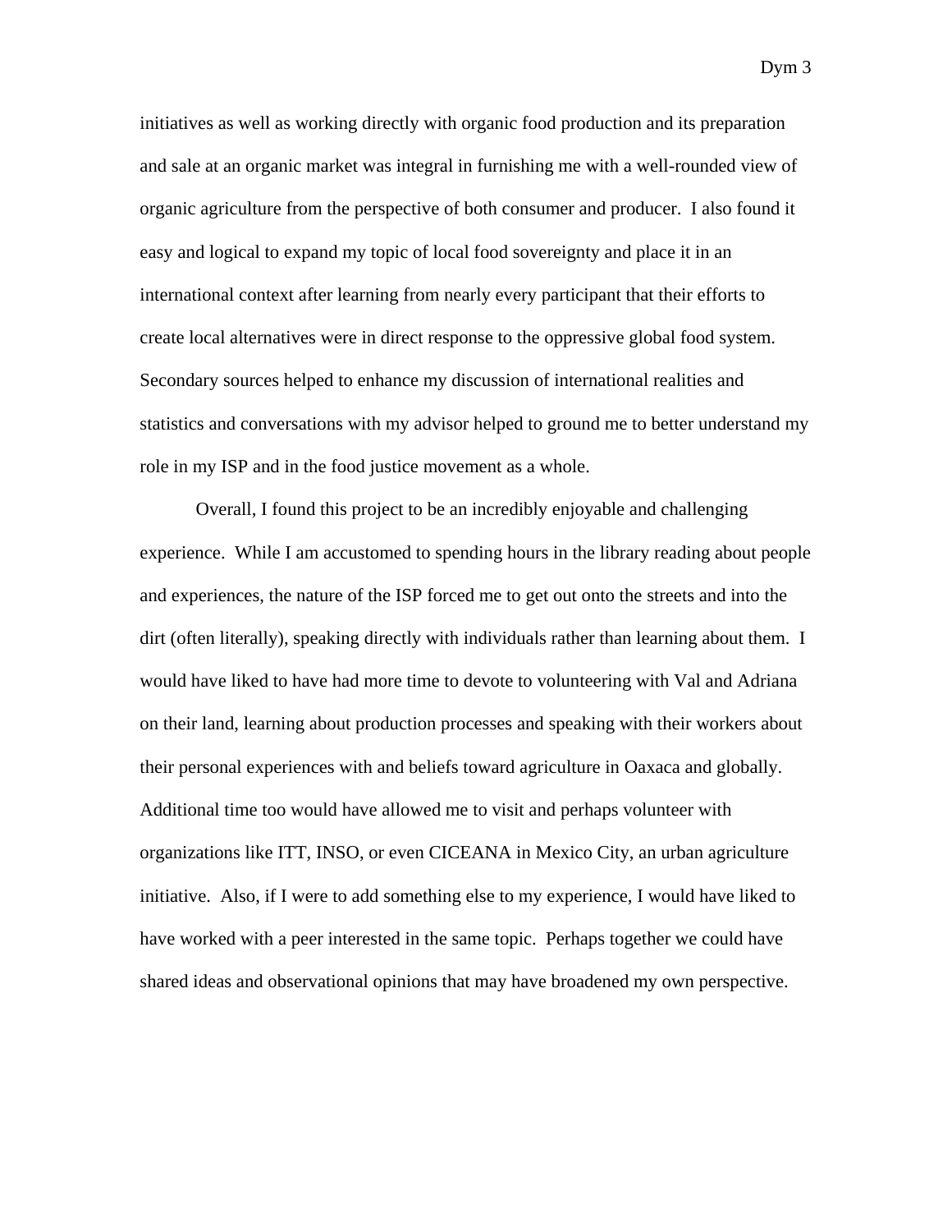initiatives as well as working directly with organic food production and its preparation and sale at an organic market was integral in furnishing me with a well-rounded view of organic agriculture from the perspective of both consumer and producer. I also found it easy and logical to expand my topic of local food sovereignty and place it in an international context after learning from nearly every participant that their efforts to create local alternatives were in direct response to the oppressive global food system. Secondary sources helped to enhance my discussion of international realities and statistics and conversations with my advisor helped to ground me to better understand my role in my ISP and in the food justice movement as a whole.

Overall, I found this project to be an incredibly enjoyable and challenging experience. While I am accustomed to spending hours in the library reading about people and experiences, the nature of the ISP forced me to get out onto the streets and into the dirt (often literally), speaking directly with individuals rather than learning about them. I would have liked to have had more time to devote to volunteering with Val and Adriana on their land, learning about production processes and speaking with their workers about their personal experiences with and beliefs toward agriculture in Oaxaca and globally. Additional time too would have allowed me to visit and perhaps volunteer with organizations like ITT, INSO, or even CICEANA in Mexico City, an urban agriculture initiative. Also, if I were to add something else to my experience, I would have liked to have worked with a peer interested in the same topic. Perhaps together we could have shared ideas and observational opinions that may have broadened my own perspective.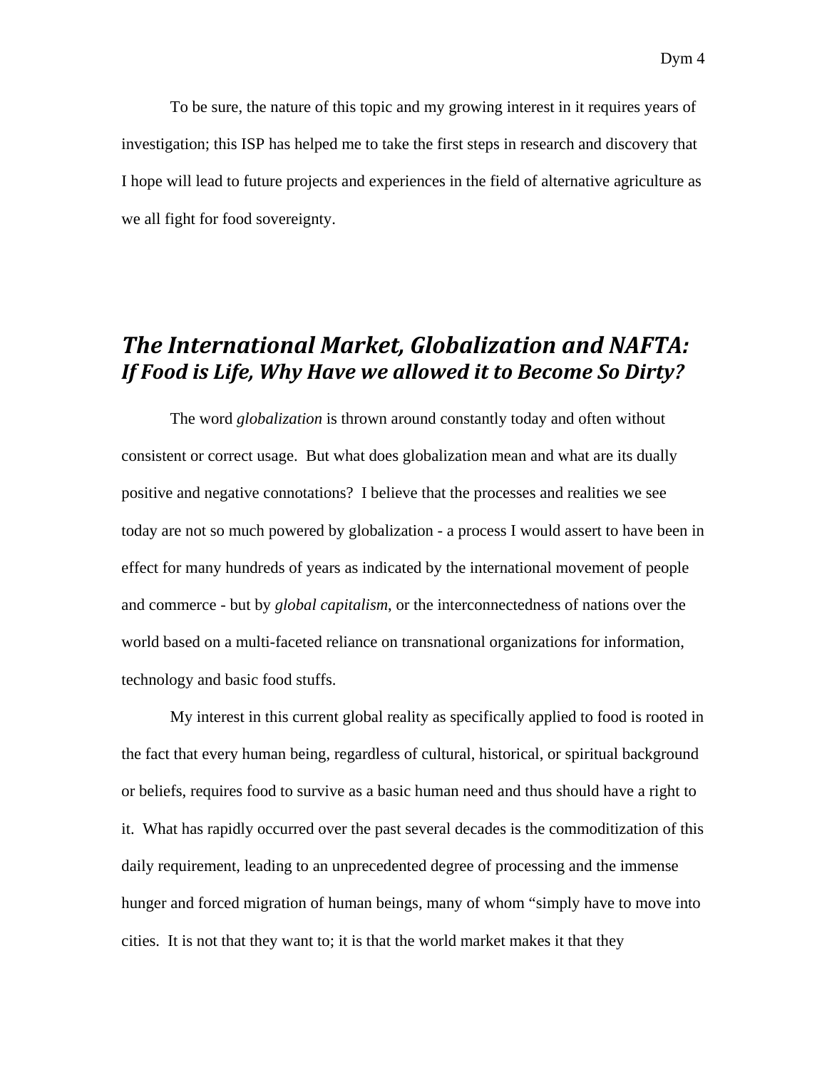To be sure, the nature of this topic and my growing interest in it requires years of investigation; this ISP has helped me to take the first steps in research and discovery that I hope will lead to future projects and experiences in the field of alternative agriculture as we all fight for food sovereignty.

## *The International Market, Globalization and NAFTA: If Food is Life, Why Have we allowed it to Become So Dirty?*

The word *globalization* is thrown around constantly today and often without consistent or correct usage. But what does globalization mean and what are its dually positive and negative connotations? I believe that the processes and realities we see today are not so much powered by globalization - a process I would assert to have been in effect for many hundreds of years as indicated by the international movement of people and commerce - but by *global capitalism*, or the interconnectedness of nations over the world based on a multi-faceted reliance on transnational organizations for information, technology and basic food stuffs.

My interest in this current global reality as specifically applied to food is rooted in the fact that every human being, regardless of cultural, historical, or spiritual background or beliefs, requires food to survive as a basic human need and thus should have a right to it. What has rapidly occurred over the past several decades is the commoditization of this daily requirement, leading to an unprecedented degree of processing and the immense hunger and forced migration of human beings, many of whom "simply have to move into cities. It is not that they want to; it is that the world market makes it that they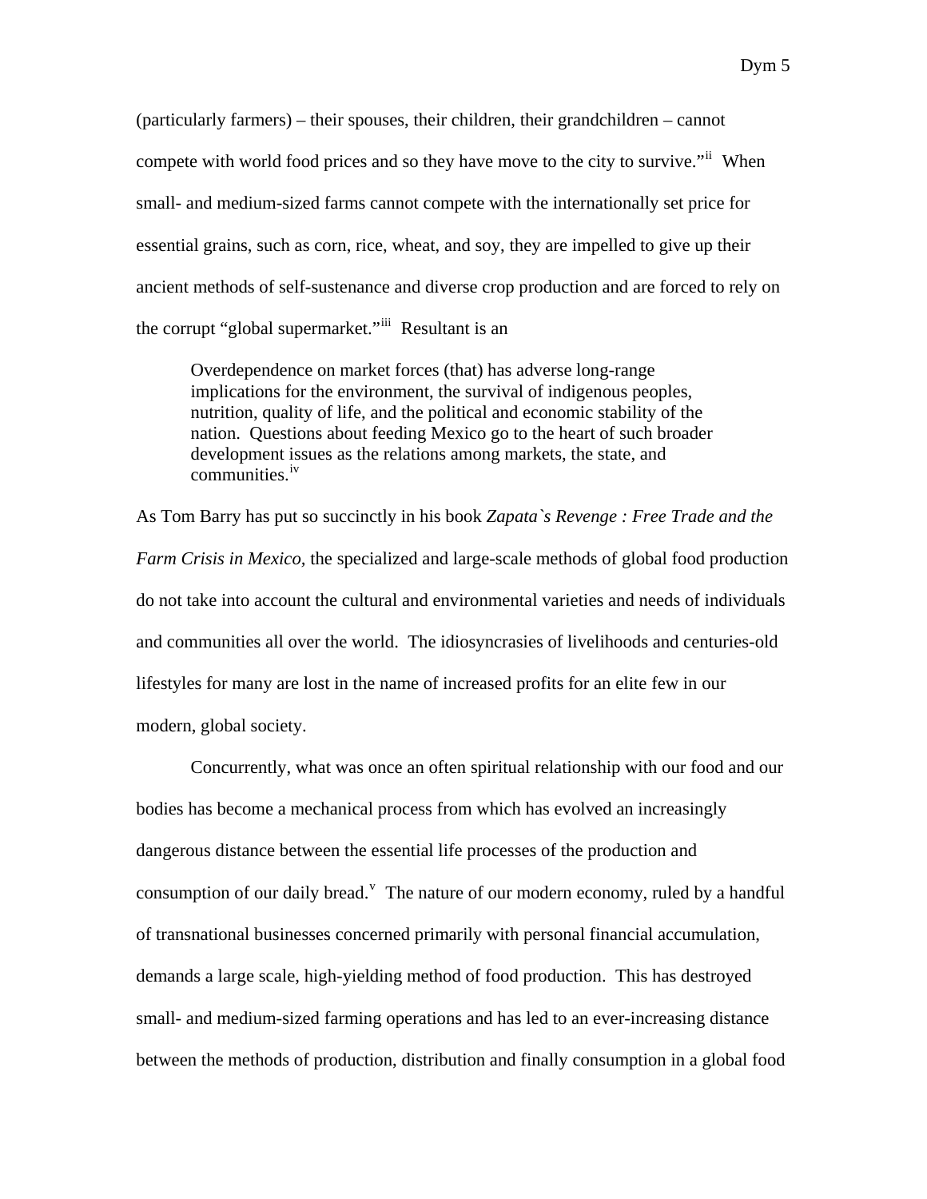(particularly farmers) – their spouses, their children, their grandchildren – cannot compete with world food prices and so they have move to the city to survive."[ii] When small- and medium-sized farms cannot compete with the internationally set price for essential grains, such as corn, rice, wheat, and soy, they are impelled to give up their ancient methods of self-sustenance and diverse crop production and are forced to rely on the corrupt "global supermarket."[iii] Resultant is an

> Overdependence on market forces (that) has adverse long-range implications for the environment, the survival of indigenous peoples, nutrition, quality of life, and the political and economic stability of the nation. Questions about feeding Mexico go to the heart of such broader development issues as the relations among markets, the state, and communities.[iv]

As Tom Barry has put so succinctly in his book *Zapata`s Revenge : Free Trade and the Farm Crisis in Mexico,* the specialized and large-scale methods of global food production do not take into account the cultural and environmental varieties and needs of individuals and communities all over the world. The idiosyncrasies of livelihoods and centuries-old lifestyles for many are lost in the name of increased profits for an elite few in our modern, global society.

Concurrently, what was once an often spiritual relationship with our food and our bodies has become a mechanical process from which has evolved an increasingly dangerous distance between the essential life processes of the production and consumption of our daily bread.[v] The nature of our modern economy, ruled by a handful of transnational businesses concerned primarily with personal financial accumulation, demands a large scale, high-yielding method of food production. This has destroyed small- and medium-sized farming operations and has led to an ever-increasing distance between the methods of production, distribution and finally consumption in a global food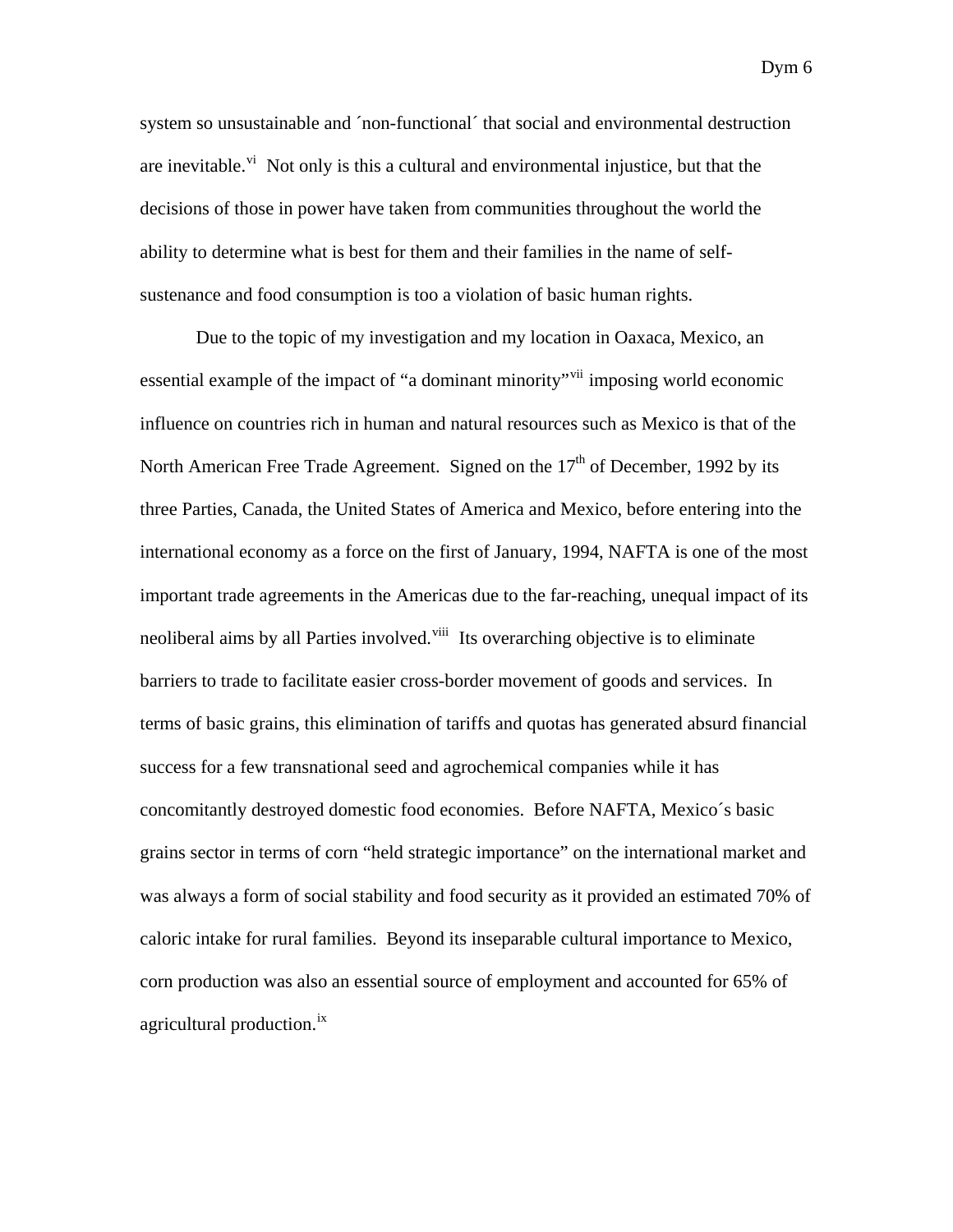system so unsustainable and ´non-functional´ that social and environmental destruction are inevitable.[vi] Not only is this a cultural and environmental injustice, but that the decisions of those in power have taken from communities throughout the world the ability to determine what is best for them and their families in the name of self-sustenance and food consumption is too a violation of basic human rights.

Due to the topic of my investigation and my location in Oaxaca, Mexico, an essential example of the impact of "a dominant minority"[vii] imposing world economic influence on countries rich in human and natural resources such as Mexico is that of the North American Free Trade Agreement. Signed on the 17th of December, 1992 by its three Parties, Canada, the United States of America and Mexico, before entering into the international economy as a force on the first of January, 1994, NAFTA is one of the most important trade agreements in the Americas due to the far-reaching, unequal impact of its neoliberal aims by all Parties involved.[viii] Its overarching objective is to eliminate barriers to trade to facilitate easier cross-border movement of goods and services. In terms of basic grains, this elimination of tariffs and quotas has generated absurd financial success for a few transnational seed and agrochemical companies while it has concomitantly destroyed domestic food economies. Before NAFTA, Mexico´s basic grains sector in terms of corn "held strategic importance" on the international market and was always a form of social stability and food security as it provided an estimated 70% of caloric intake for rural families. Beyond its inseparable cultural importance to Mexico, corn production was also an essential source of employment and accounted for 65% of agricultural production.[ix]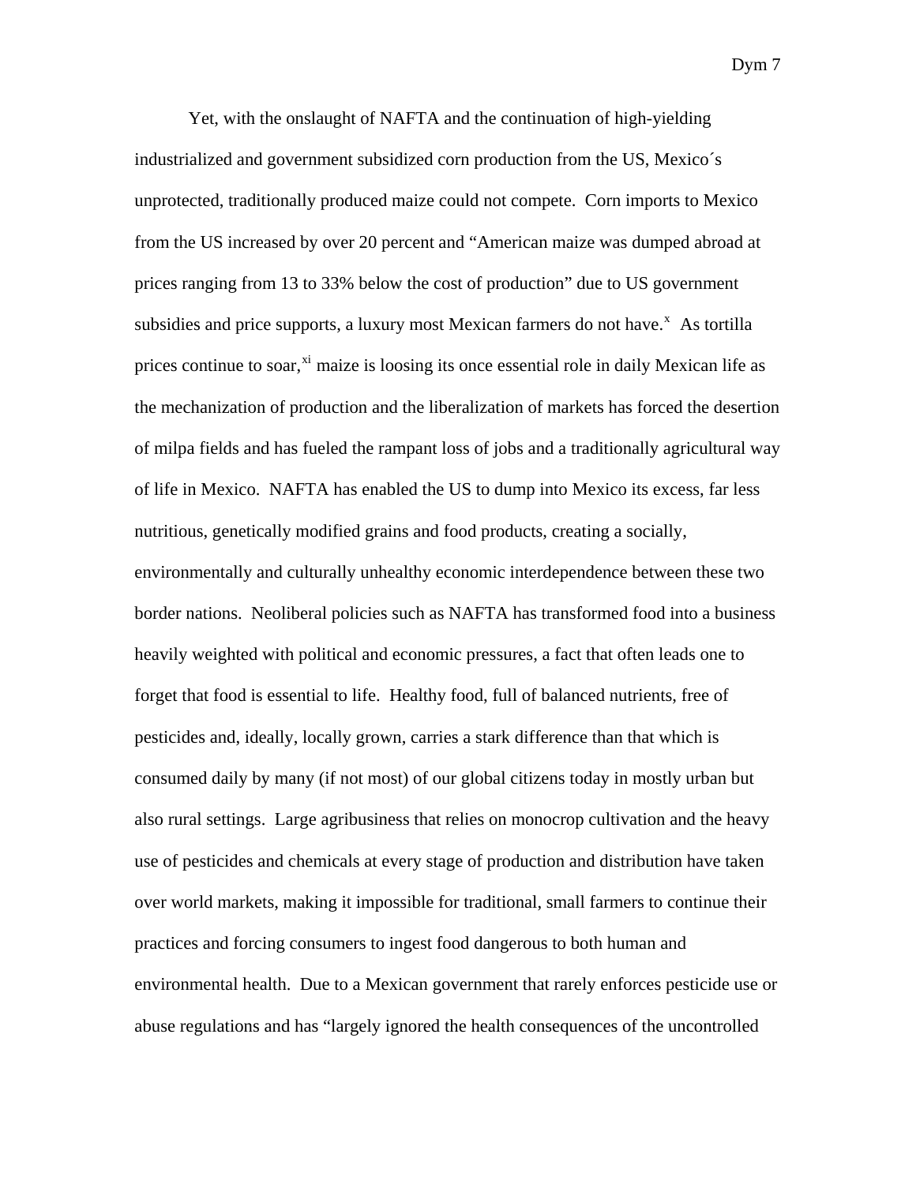Yet, with the onslaught of NAFTA and the continuation of high-yielding industrialized and government subsidized corn production from the US, Mexico´s unprotected, traditionally produced maize could not compete. Corn imports to Mexico from the US increased by over 20 percent and "American maize was dumped abroad at prices ranging from 13 to 33% below the cost of production" due to US government subsidies and price supports, a luxury most Mexican farmers do not have.[x] As tortilla prices continue to soar,[xi] maize is loosing its once essential role in daily Mexican life as the mechanization of production and the liberalization of markets has forced the desertion of milpa fields and has fueled the rampant loss of jobs and a traditionally agricultural way of life in Mexico. NAFTA has enabled the US to dump into Mexico its excess, far less nutritious, genetically modified grains and food products, creating a socially, environmentally and culturally unhealthy economic interdependence between these two border nations. Neoliberal policies such as NAFTA has transformed food into a business heavily weighted with political and economic pressures, a fact that often leads one to forget that food is essential to life. Healthy food, full of balanced nutrients, free of pesticides and, ideally, locally grown, carries a stark difference than that which is consumed daily by many (if not most) of our global citizens today in mostly urban but also rural settings. Large agribusiness that relies on monocrop cultivation and the heavy use of pesticides and chemicals at every stage of production and distribution have taken over world markets, making it impossible for traditional, small farmers to continue their practices and forcing consumers to ingest food dangerous to both human and environmental health. Due to a Mexican government that rarely enforces pesticide use or abuse regulations and has "largely ignored the health consequences of the uncontrolled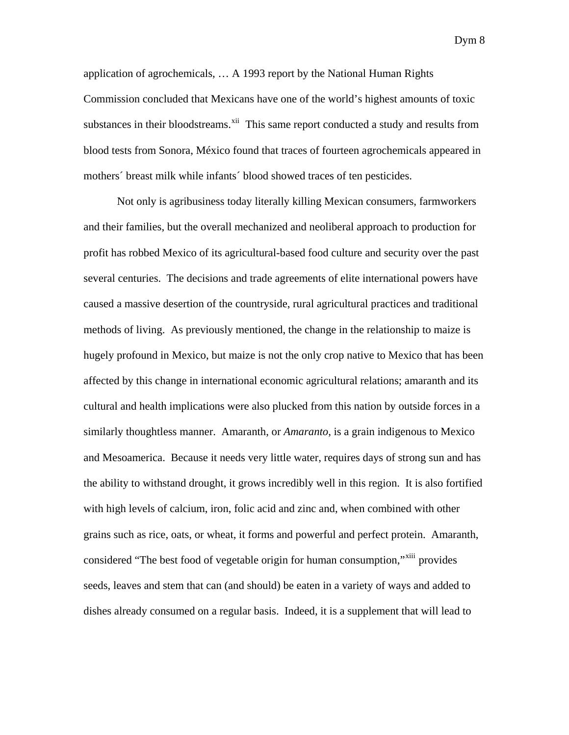application of agrochemicals, … A 1993 report by the National Human Rights Commission concluded that Mexicans have one of the world's highest amounts of toxic substances in their bloodstreams.[xii] This same report conducted a study and results from blood tests from Sonora, México found that traces of fourteen agrochemicals appeared in mothers´ breast milk while infants´ blood showed traces of ten pesticides.

Not only is agribusiness today literally killing Mexican consumers, farmworkers and their families, but the overall mechanized and neoliberal approach to production for profit has robbed Mexico of its agricultural-based food culture and security over the past several centuries. The decisions and trade agreements of elite international powers have caused a massive desertion of the countryside, rural agricultural practices and traditional methods of living. As previously mentioned, the change in the relationship to maize is hugely profound in Mexico, but maize is not the only crop native to Mexico that has been affected by this change in international economic agricultural relations; amaranth and its cultural and health implications were also plucked from this nation by outside forces in a similarly thoughtless manner. Amaranth, or *Amaranto,* is a grain indigenous to Mexico and Mesoamerica. Because it needs very little water, requires days of strong sun and has the ability to withstand drought, it grows incredibly well in this region. It is also fortified with high levels of calcium, iron, folic acid and zinc and, when combined with other grains such as rice, oats, or wheat, it forms and powerful and perfect protein. Amaranth, considered "The best food of vegetable origin for human consumption,"[xiii] provides seeds, leaves and stem that can (and should) be eaten in a variety of ways and added to dishes already consumed on a regular basis. Indeed, it is a supplement that will lead to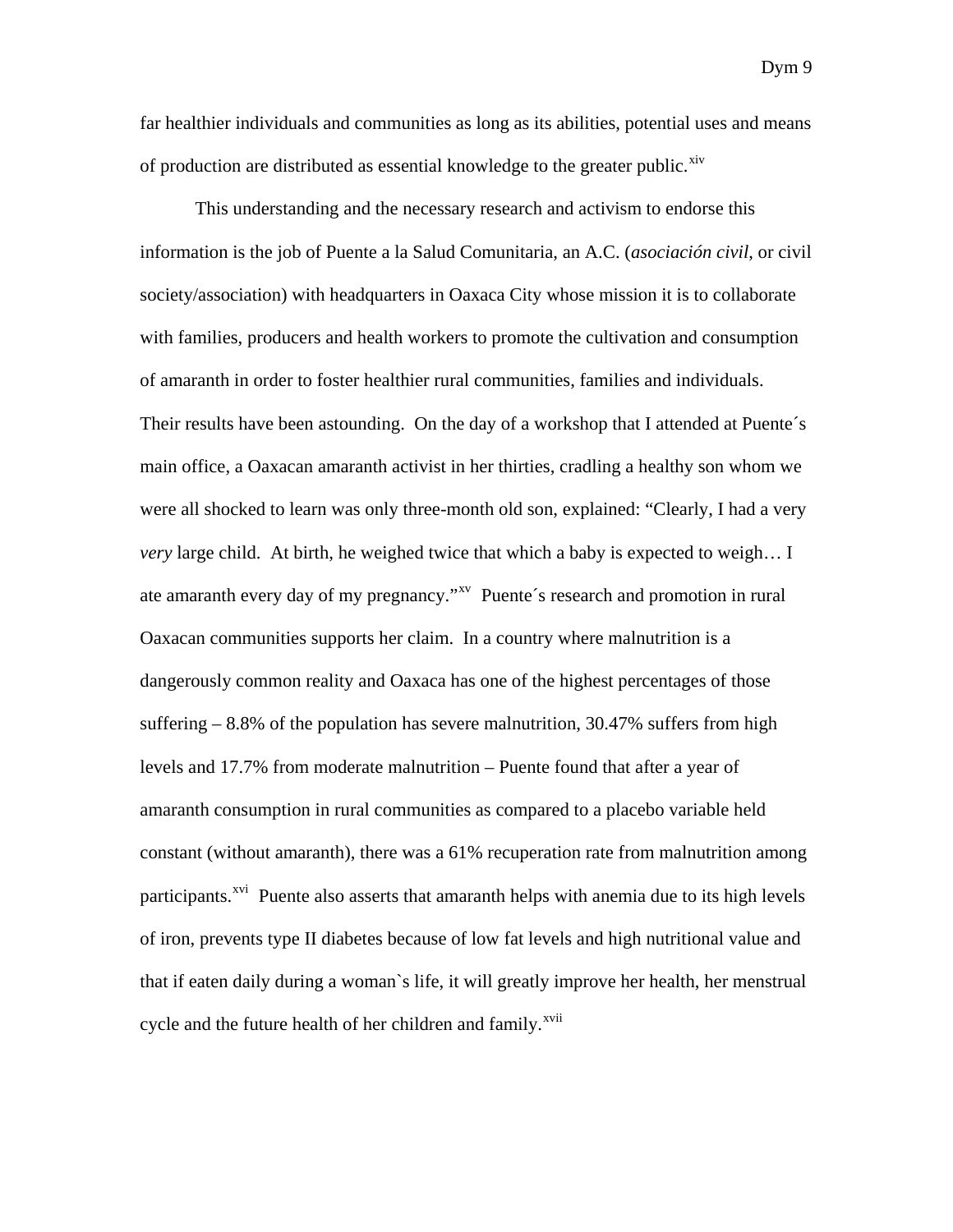far healthier individuals and communities as long as its abilities, potential uses and means of production are distributed as essential knowledge to the greater public.[xiv]

This understanding and the necessary research and activism to endorse this information is the job of Puente a la Salud Comunitaria, an A.C. (*asociación civil*, or civil society/association) with headquarters in Oaxaca City whose mission it is to collaborate with families, producers and health workers to promote the cultivation and consumption of amaranth in order to foster healthier rural communities, families and individuals. Their results have been astounding. On the day of a workshop that I attended at Puente´s main office, a Oaxacan amaranth activist in her thirties, cradling a healthy son whom we were all shocked to learn was only three-month old son, explained: "Clearly, I had a very *very* large child. At birth, he weighed twice that which a baby is expected to weigh… I ate amaranth every day of my pregnancy."[xv] Puente´s research and promotion in rural Oaxacan communities supports her claim. In a country where malnutrition is a dangerously common reality and Oaxaca has one of the highest percentages of those suffering – 8.8% of the population has severe malnutrition, 30.47% suffers from high levels and 17.7% from moderate malnutrition – Puente found that after a year of amaranth consumption in rural communities as compared to a placebo variable held constant (without amaranth), there was a 61% recuperation rate from malnutrition among participants.[xvi] Puente also asserts that amaranth helps with anemia due to its high levels of iron, prevents type II diabetes because of low fat levels and high nutritional value and that if eaten daily during a woman`s life, it will greatly improve her health, her menstrual cycle and the future health of her children and family.[xvii]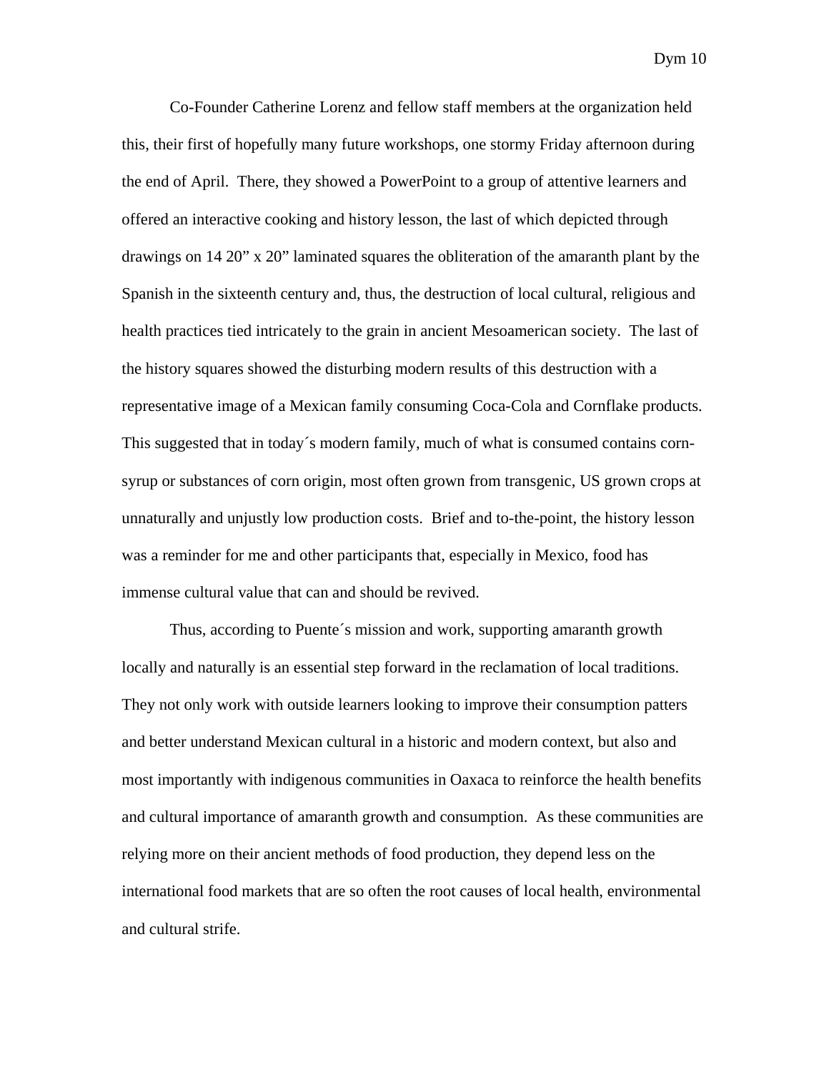Co-Founder Catherine Lorenz and fellow staff members at the organization held this, their first of hopefully many future workshops, one stormy Friday afternoon during the end of April. There, they showed a PowerPoint to a group of attentive learners and offered an interactive cooking and history lesson, the last of which depicted through drawings on 14 20” x 20” laminated squares the obliteration of the amaranth plant by the Spanish in the sixteenth century and, thus, the destruction of local cultural, religious and health practices tied intricately to the grain in ancient Mesoamerican society. The last of the history squares showed the disturbing modern results of this destruction with a representative image of a Mexican family consuming Coca-Cola and Cornflake products. This suggested that in today´s modern family, much of what is consumed contains corn-syrup or substances of corn origin, most often grown from transgenic, US grown crops at unnaturally and unjustly low production costs. Brief and to-the-point, the history lesson was a reminder for me and other participants that, especially in Mexico, food has immense cultural value that can and should be revived.

Thus, according to Puente´s mission and work, supporting amaranth growth locally and naturally is an essential step forward in the reclamation of local traditions. They not only work with outside learners looking to improve their consumption patters and better understand Mexican cultural in a historic and modern context, but also and most importantly with indigenous communities in Oaxaca to reinforce the health benefits and cultural importance of amaranth growth and consumption. As these communities are relying more on their ancient methods of food production, they depend less on the international food markets that are so often the root causes of local health, environmental and cultural strife.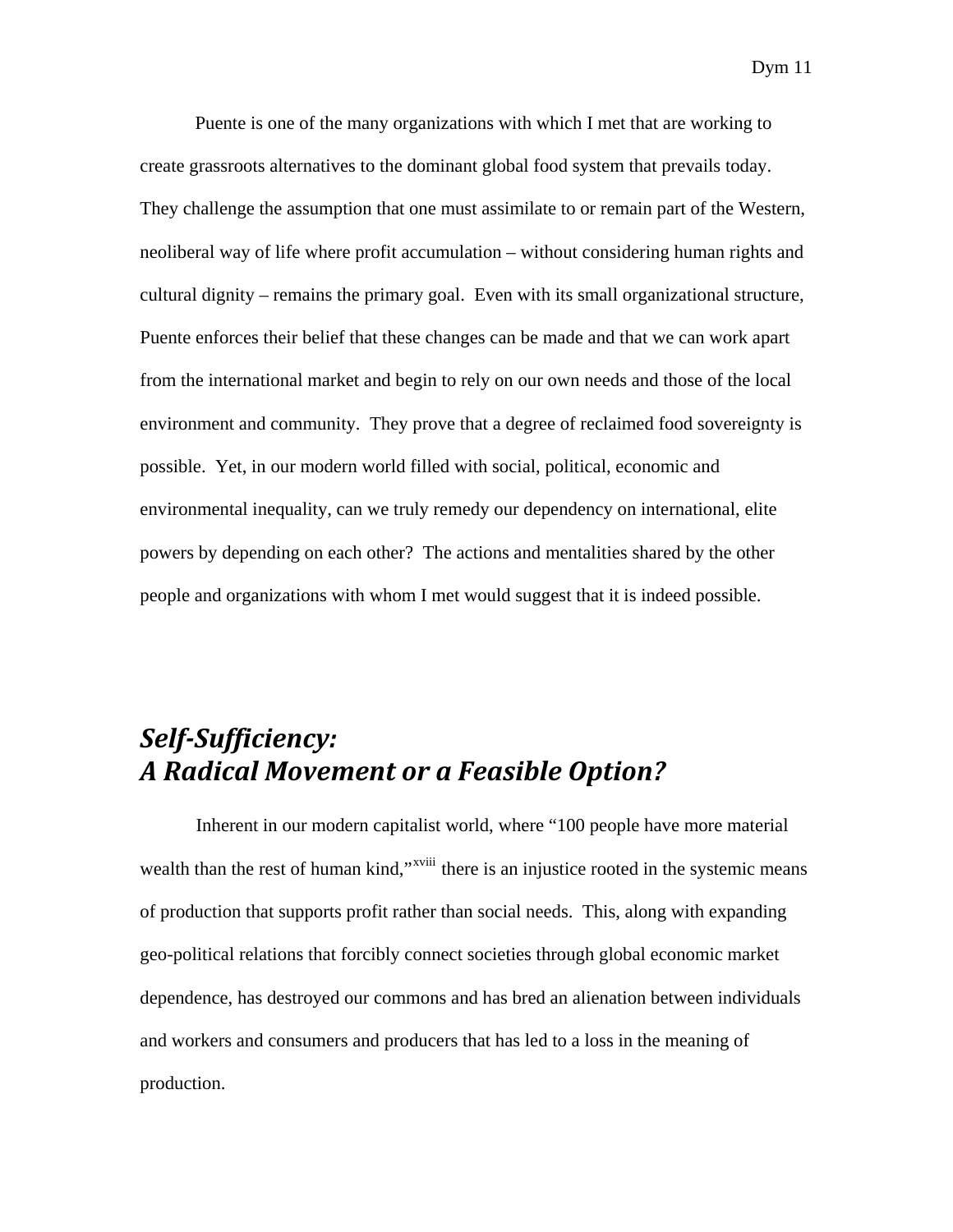Puente is one of the many organizations with which I met that are working to create grassroots alternatives to the dominant global food system that prevails today. They challenge the assumption that one must assimilate to or remain part of the Western, neoliberal way of life where profit accumulation – without considering human rights and cultural dignity – remains the primary goal. Even with its small organizational structure, Puente enforces their belief that these changes can be made and that we can work apart from the international market and begin to rely on our own needs and those of the local environment and community. They prove that a degree of reclaimed food sovereignty is possible. Yet, in our modern world filled with social, political, economic and environmental inequality, can we truly remedy our dependency on international, elite powers by depending on each other? The actions and mentalities shared by the other people and organizations with whom I met would suggest that it is indeed possible.

## *Self-Sufficiency: A Radical Movement or a Feasible Option?*

Inherent in our modern capitalist world, where "100 people have more material wealth than the rest of human kind,"[xviii] there is an injustice rooted in the systemic means of production that supports profit rather than social needs. This, along with expanding geo-political relations that forcibly connect societies through global economic market dependence, has destroyed our commons and has bred an alienation between individuals and workers and consumers and producers that has led to a loss in the meaning of production.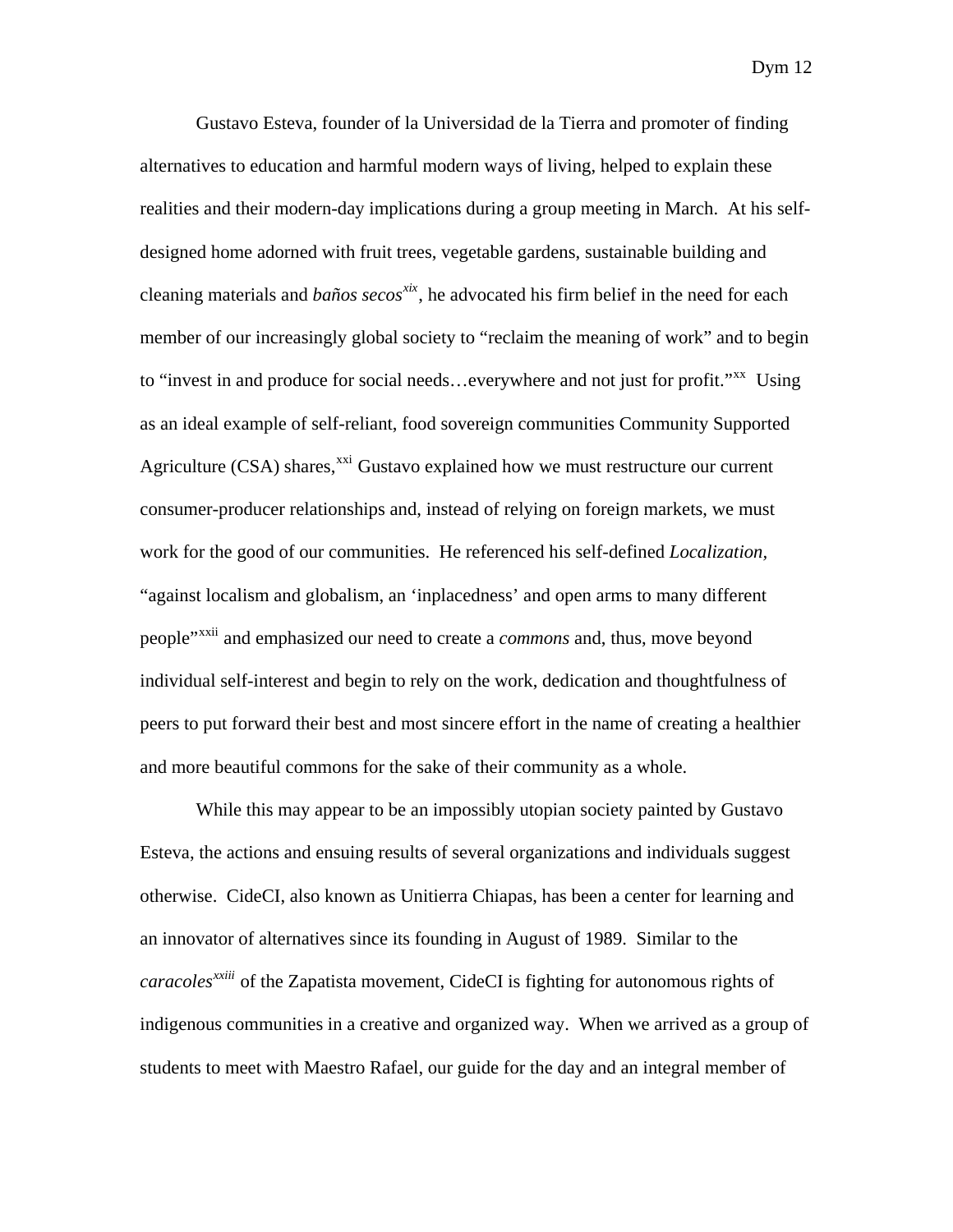Gustavo Esteva, founder of la Universidad de la Tierra and promoter of finding alternatives to education and harmful modern ways of living, helped to explain these realities and their modern-day implications during a group meeting in March. At his self-designed home adorned with fruit trees, vegetable gardens, sustainable building and cleaning materials and *baños secos*[xix], he advocated his firm belief in the need for each member of our increasingly global society to "reclaim the meaning of work" and to begin to "invest in and produce for social needs…everywhere and not just for profit."[xx] Using as an ideal example of self-reliant, food sovereign communities Community Supported Agriculture (CSA) shares,[xxi] Gustavo explained how we must restructure our current consumer-producer relationships and, instead of relying on foreign markets, we must work for the good of our communities. He referenced his self-defined *Localization,* "against localism and globalism, an 'inplacedness' and open arms to many different people"[xxii] and emphasized our need to create a *commons* and, thus, move beyond individual self-interest and begin to rely on the work, dedication and thoughtfulness of peers to put forward their best and most sincere effort in the name of creating a healthier and more beautiful commons for the sake of their community as a whole.

While this may appear to be an impossibly utopian society painted by Gustavo Esteva, the actions and ensuing results of several organizations and individuals suggest otherwise. CideCI, also known as Unitierra Chiapas, has been a center for learning and an innovator of alternatives since its founding in August of 1989. Similar to the *caracoles*[xxiii] of the Zapatista movement, CideCI is fighting for autonomous rights of indigenous communities in a creative and organized way. When we arrived as a group of students to meet with Maestro Rafael, our guide for the day and an integral member of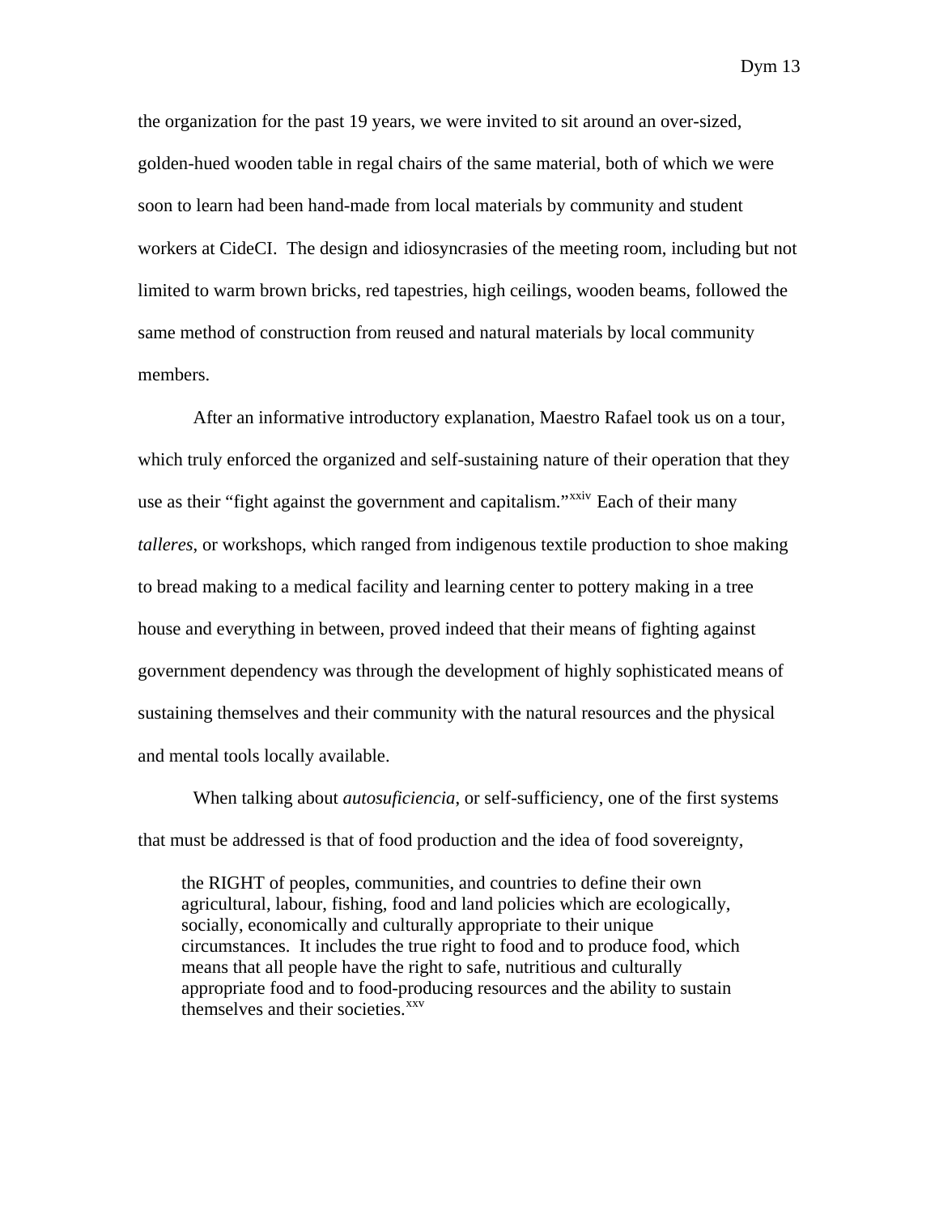the organization for the past 19 years, we were invited to sit around an over-sized, golden-hued wooden table in regal chairs of the same material, both of which we were soon to learn had been hand-made from local materials by community and student workers at CideCI. The design and idiosyncrasies of the meeting room, including but not limited to warm brown bricks, red tapestries, high ceilings, wooden beams, followed the same method of construction from reused and natural materials by local community members.

After an informative introductory explanation, Maestro Rafael took us on a tour, which truly enforced the organized and self-sustaining nature of their operation that they use as their "fight against the government and capitalism."[xxiv] Each of their many *talleres*, or workshops, which ranged from indigenous textile production to shoe making to bread making to a medical facility and learning center to pottery making in a tree house and everything in between, proved indeed that their means of fighting against government dependency was through the development of highly sophisticated means of sustaining themselves and their community with the natural resources and the physical and mental tools locally available.

When talking about *autosuficiencia*, or self-sufficiency, one of the first systems that must be addressed is that of food production and the idea of food sovereignty,

> the RIGHT of peoples, communities, and countries to define their own agricultural, labour, fishing, food and land policies which are ecologically, socially, economically and culturally appropriate to their unique circumstances. It includes the true right to food and to produce food, which means that all people have the right to safe, nutritious and culturally appropriate food and to food-producing resources and the ability to sustain themselves and their societies.[xxv]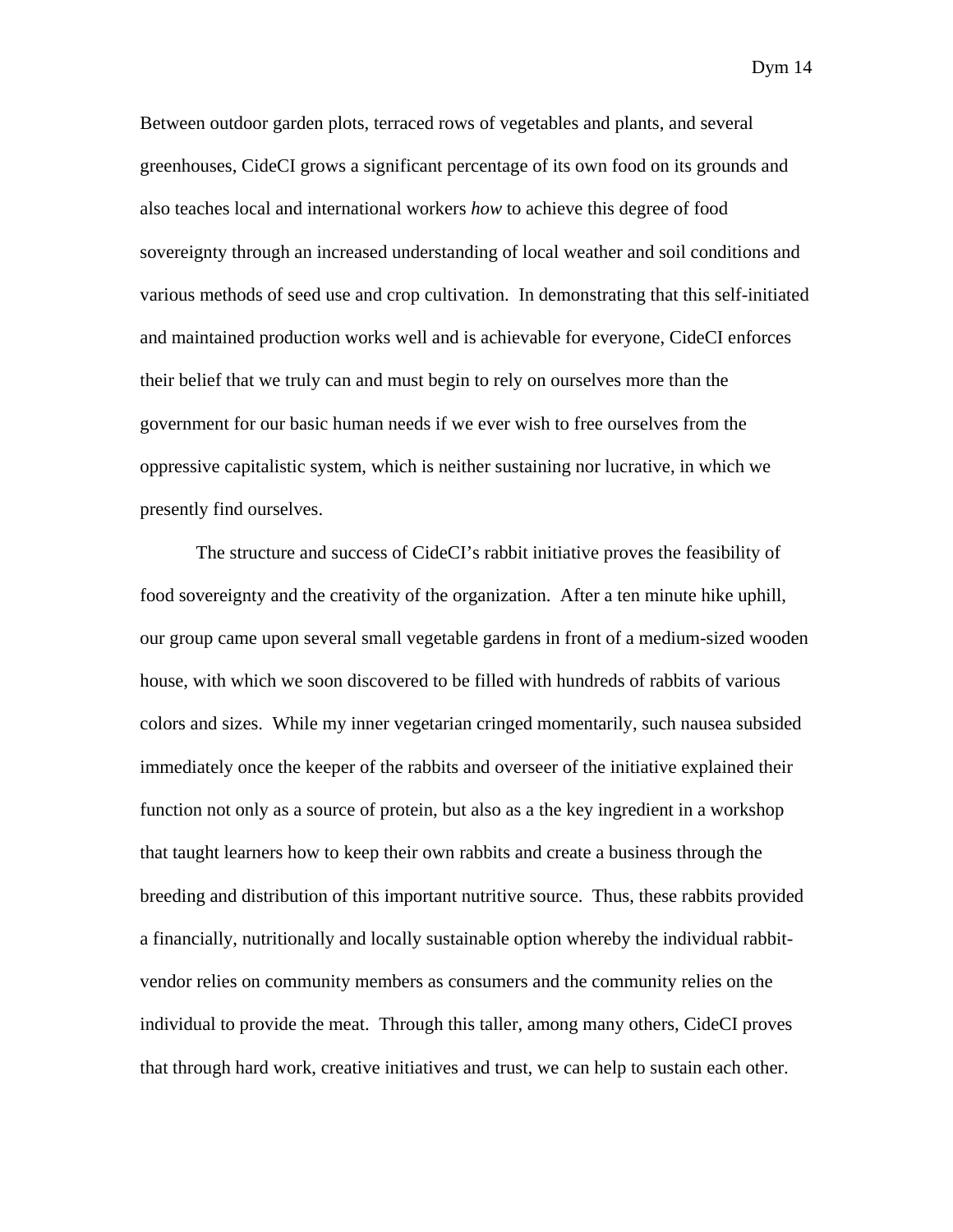Between outdoor garden plots, terraced rows of vegetables and plants, and several greenhouses, CideCI grows a significant percentage of its own food on its grounds and also teaches local and international workers *how* to achieve this degree of food sovereignty through an increased understanding of local weather and soil conditions and various methods of seed use and crop cultivation. In demonstrating that this self-initiated and maintained production works well and is achievable for everyone, CideCI enforces their belief that we truly can and must begin to rely on ourselves more than the government for our basic human needs if we ever wish to free ourselves from the oppressive capitalistic system, which is neither sustaining nor lucrative, in which we presently find ourselves.

The structure and success of CideCI's rabbit initiative proves the feasibility of food sovereignty and the creativity of the organization. After a ten minute hike uphill, our group came upon several small vegetable gardens in front of a medium-sized wooden house, with which we soon discovered to be filled with hundreds of rabbits of various colors and sizes. While my inner vegetarian cringed momentarily, such nausea subsided immediately once the keeper of the rabbits and overseer of the initiative explained their function not only as a source of protein, but also as a the key ingredient in a workshop that taught learners how to keep their own rabbits and create a business through the breeding and distribution of this important nutritive source. Thus, these rabbits provided a financially, nutritionally and locally sustainable option whereby the individual rabbit-vendor relies on community members as consumers and the community relies on the individual to provide the meat. Through this taller, among many others, CideCI proves that through hard work, creative initiatives and trust, we can help to sustain each other.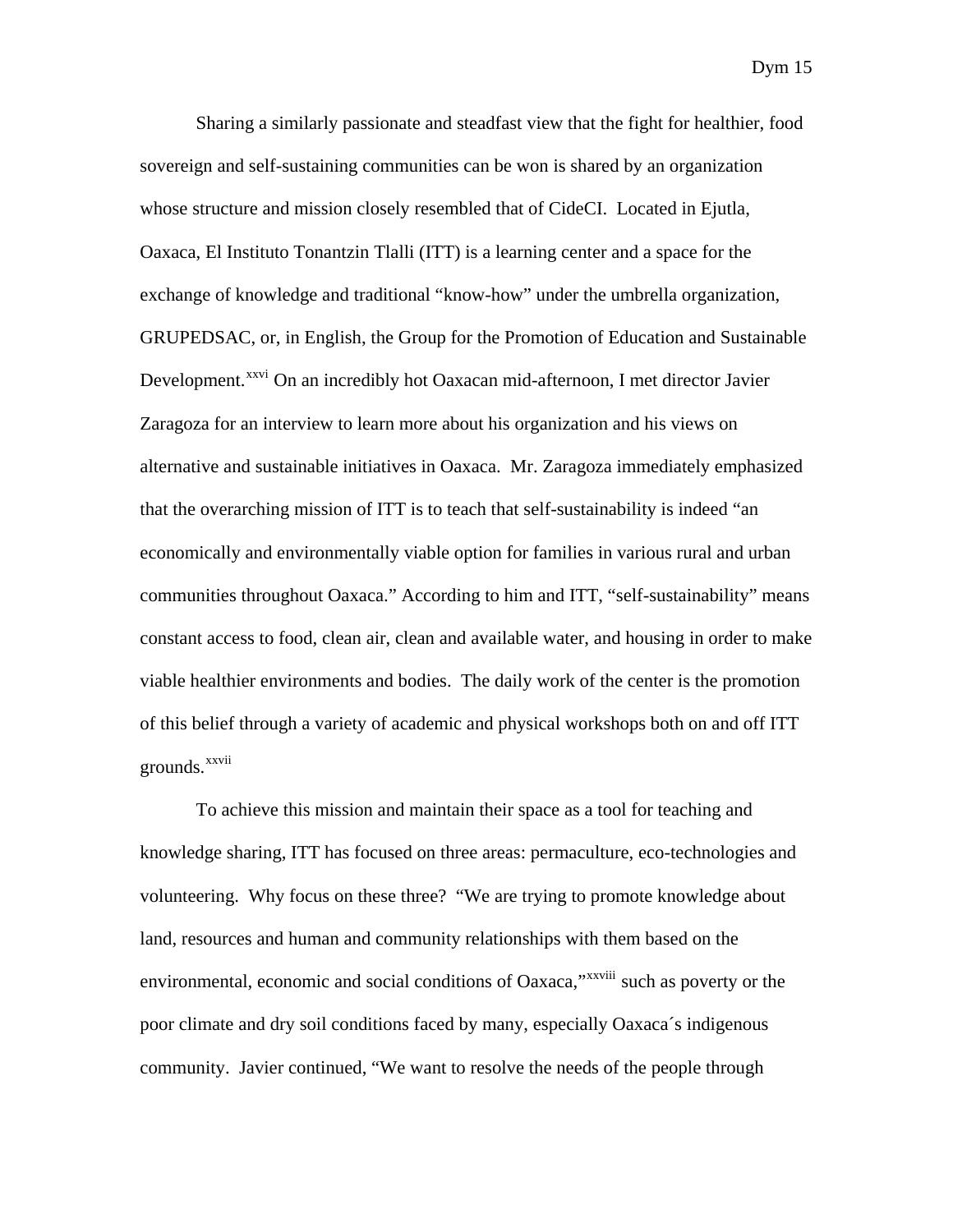Sharing a similarly passionate and steadfast view that the fight for healthier, food sovereign and self-sustaining communities can be won is shared by an organization whose structure and mission closely resembled that of CideCI. Located in Ejutla, Oaxaca, El Instituto Tonantzin Tlalli (ITT) is a learning center and a space for the exchange of knowledge and traditional "know-how" under the umbrella organization, GRUPEDSAC, or, in English, the Group for the Promotion of Education and Sustainable Development.[xxvi] On an incredibly hot Oaxacan mid-afternoon, I met director Javier Zaragoza for an interview to learn more about his organization and his views on alternative and sustainable initiatives in Oaxaca. Mr. Zaragoza immediately emphasized that the overarching mission of ITT is to teach that self-sustainability is indeed "an economically and environmentally viable option for families in various rural and urban communities throughout Oaxaca." According to him and ITT, "self-sustainability" means constant access to food, clean air, clean and available water, and housing in order to make viable healthier environments and bodies. The daily work of the center is the promotion of this belief through a variety of academic and physical workshops both on and off ITT grounds.[xxvii]

To achieve this mission and maintain their space as a tool for teaching and knowledge sharing, ITT has focused on three areas: permaculture, eco-technologies and volunteering. Why focus on these three? "We are trying to promote knowledge about land, resources and human and community relationships with them based on the environmental, economic and social conditions of Oaxaca,"[xxviii] such as poverty or the poor climate and dry soil conditions faced by many, especially Oaxaca´s indigenous community. Javier continued, "We want to resolve the needs of the people through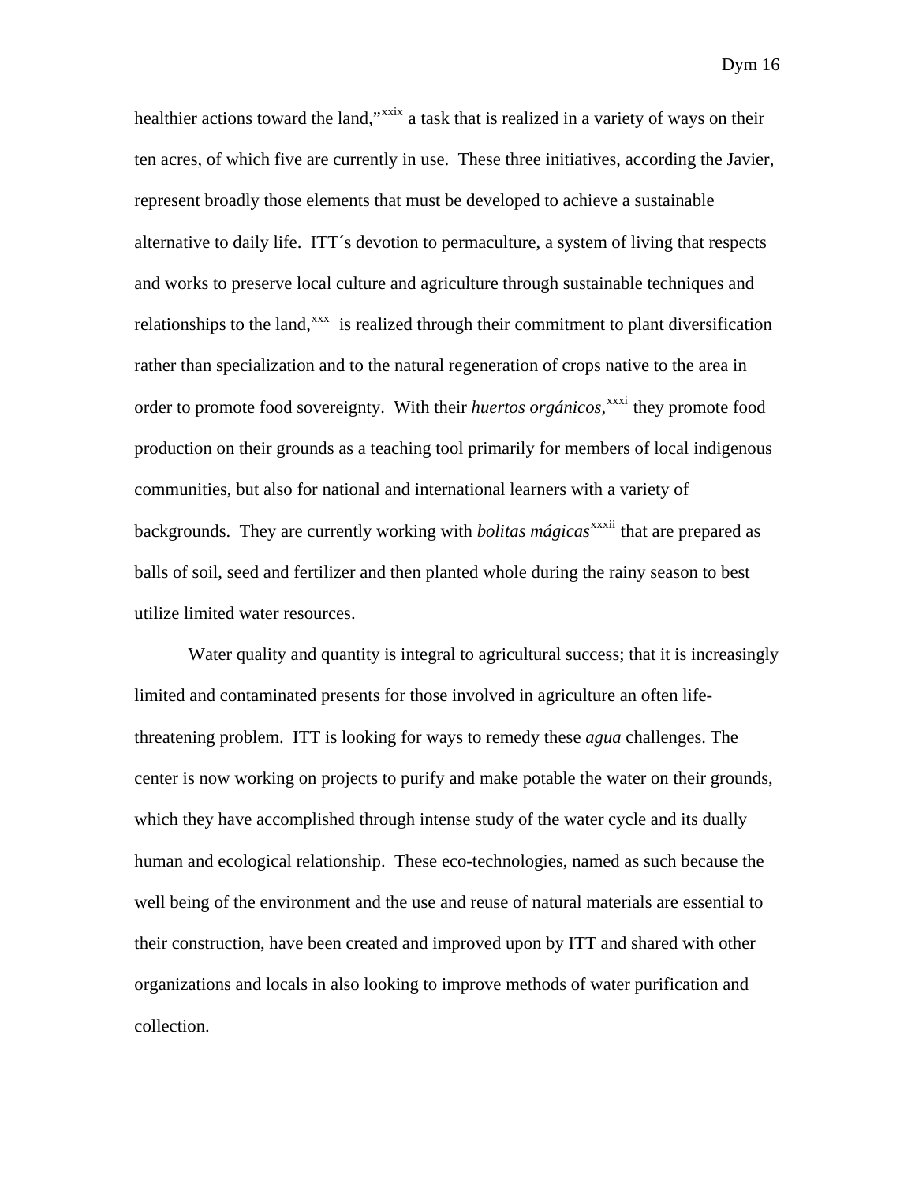healthier actions toward the land,"[xxix] a task that is realized in a variety of ways on their ten acres, of which five are currently in use. These three initiatives, according the Javier, represent broadly those elements that must be developed to achieve a sustainable alternative to daily life. ITT´s devotion to permaculture, a system of living that respects and works to preserve local culture and agriculture through sustainable techniques and relationships to the land,[xxx] is realized through their commitment to plant diversification rather than specialization and to the natural regeneration of crops native to the area in order to promote food sovereignty. With their *huertos orgánicos*,[xxxi] they promote food production on their grounds as a teaching tool primarily for members of local indigenous communities, but also for national and international learners with a variety of backgrounds. They are currently working with *bolitas mágicas*[xxxii] that are prepared as balls of soil, seed and fertilizer and then planted whole during the rainy season to best utilize limited water resources.

Water quality and quantity is integral to agricultural success; that it is increasingly limited and contaminated presents for those involved in agriculture an often life-threatening problem. ITT is looking for ways to remedy these *agua* challenges. The center is now working on projects to purify and make potable the water on their grounds, which they have accomplished through intense study of the water cycle and its dually human and ecological relationship. These eco-technologies, named as such because the well being of the environment and the use and reuse of natural materials are essential to their construction, have been created and improved upon by ITT and shared with other organizations and locals in also looking to improve methods of water purification and collection.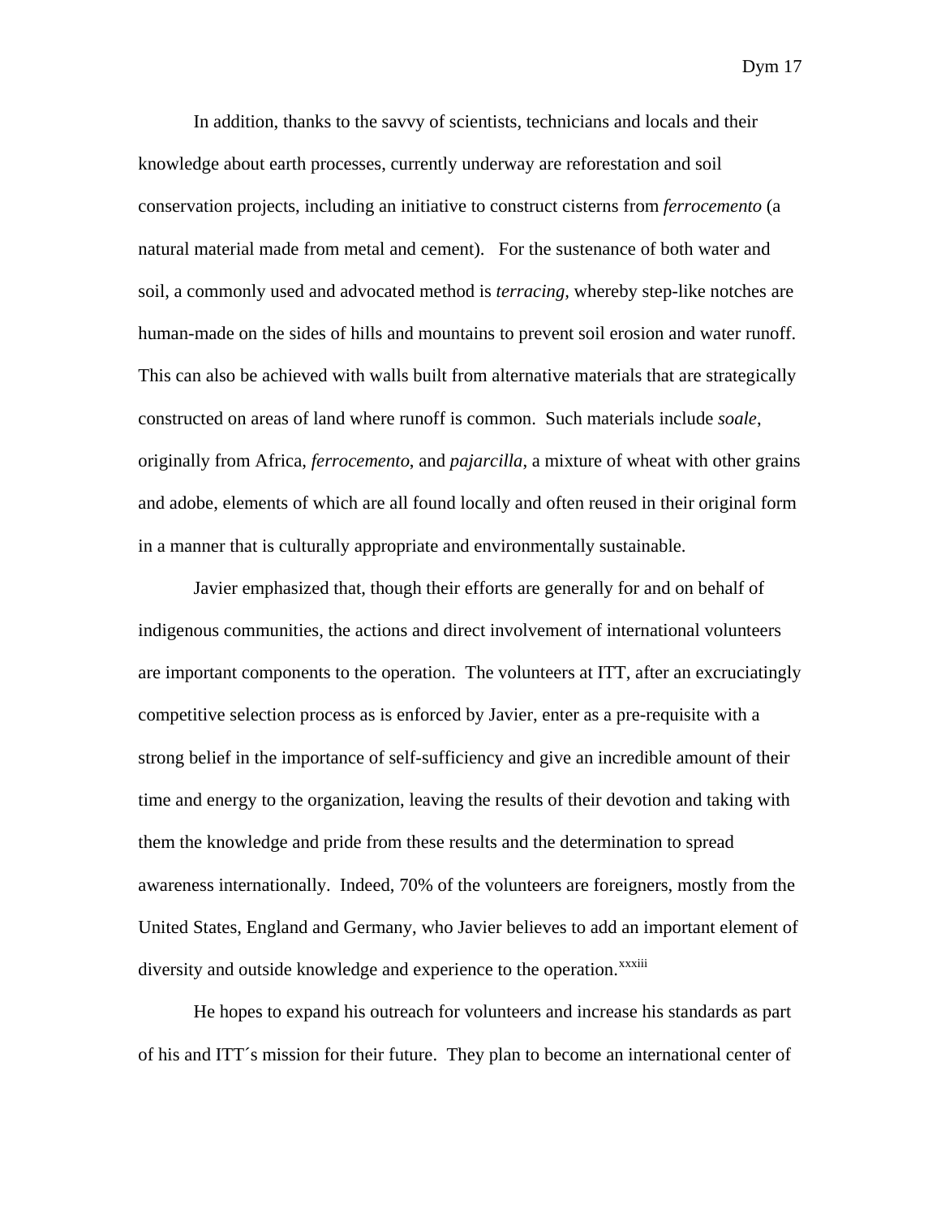In addition, thanks to the savvy of scientists, technicians and locals and their knowledge about earth processes, currently underway are reforestation and soil conservation projects, including an initiative to construct cisterns from *ferrocemento* (a natural material made from metal and cement). For the sustenance of both water and soil, a commonly used and advocated method is *terracing*, whereby step-like notches are human-made on the sides of hills and mountains to prevent soil erosion and water runoff. This can also be achieved with walls built from alternative materials that are strategically constructed on areas of land where runoff is common. Such materials include *soale*, originally from Africa, *ferrocemento*, and *pajarcilla*, a mixture of wheat with other grains and adobe, elements of which are all found locally and often reused in their original form in a manner that is culturally appropriate and environmentally sustainable.

Javier emphasized that, though their efforts are generally for and on behalf of indigenous communities, the actions and direct involvement of international volunteers are important components to the operation. The volunteers at ITT, after an excruciatingly competitive selection process as is enforced by Javier, enter as a pre-requisite with a strong belief in the importance of self-sufficiency and give an incredible amount of their time and energy to the organization, leaving the results of their devotion and taking with them the knowledge and pride from these results and the determination to spread awareness internationally. Indeed, 70% of the volunteers are foreigners, mostly from the United States, England and Germany, who Javier believes to add an important element of diversity and outside knowledge and experience to the operation.[xxxiii]

He hopes to expand his outreach for volunteers and increase his standards as part of his and ITT´s mission for their future. They plan to become an international center of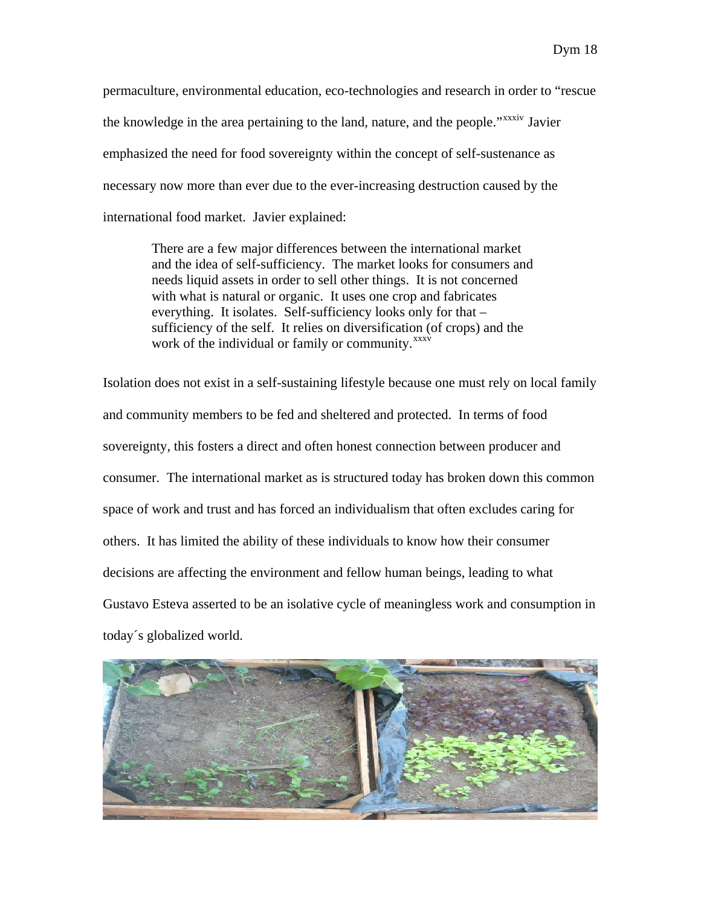permaculture, environmental education, eco-technologies and research in order to "rescue the knowledge in the area pertaining to the land, nature, and the people."[xxxiv] Javier emphasized the need for food sovereignty within the concept of self-sustenance as necessary now more than ever due to the ever-increasing destruction caused by the international food market. Javier explained:

> There are a few major differences between the international market and the idea of self-sufficiency. The market looks for consumers and needs liquid assets in order to sell other things. It is not concerned with what is natural or organic. It uses one crop and fabricates everything. It isolates. Self-sufficiency looks only for that – sufficiency of the self. It relies on diversification (of crops) and the work of the individual or family or community.[xxxv]

Isolation does not exist in a self-sustaining lifestyle because one must rely on local family and community members to be fed and sheltered and protected. In terms of food sovereignty, this fosters a direct and often honest connection between producer and consumer. The international market as is structured today has broken down this common space of work and trust and has forced an individualism that often excludes caring for others. It has limited the ability of these individuals to know how their consumer decisions are affecting the environment and fellow human beings, leading to what Gustavo Esteva asserted to be an isolative cycle of meaningless work and consumption in today´s globalized world.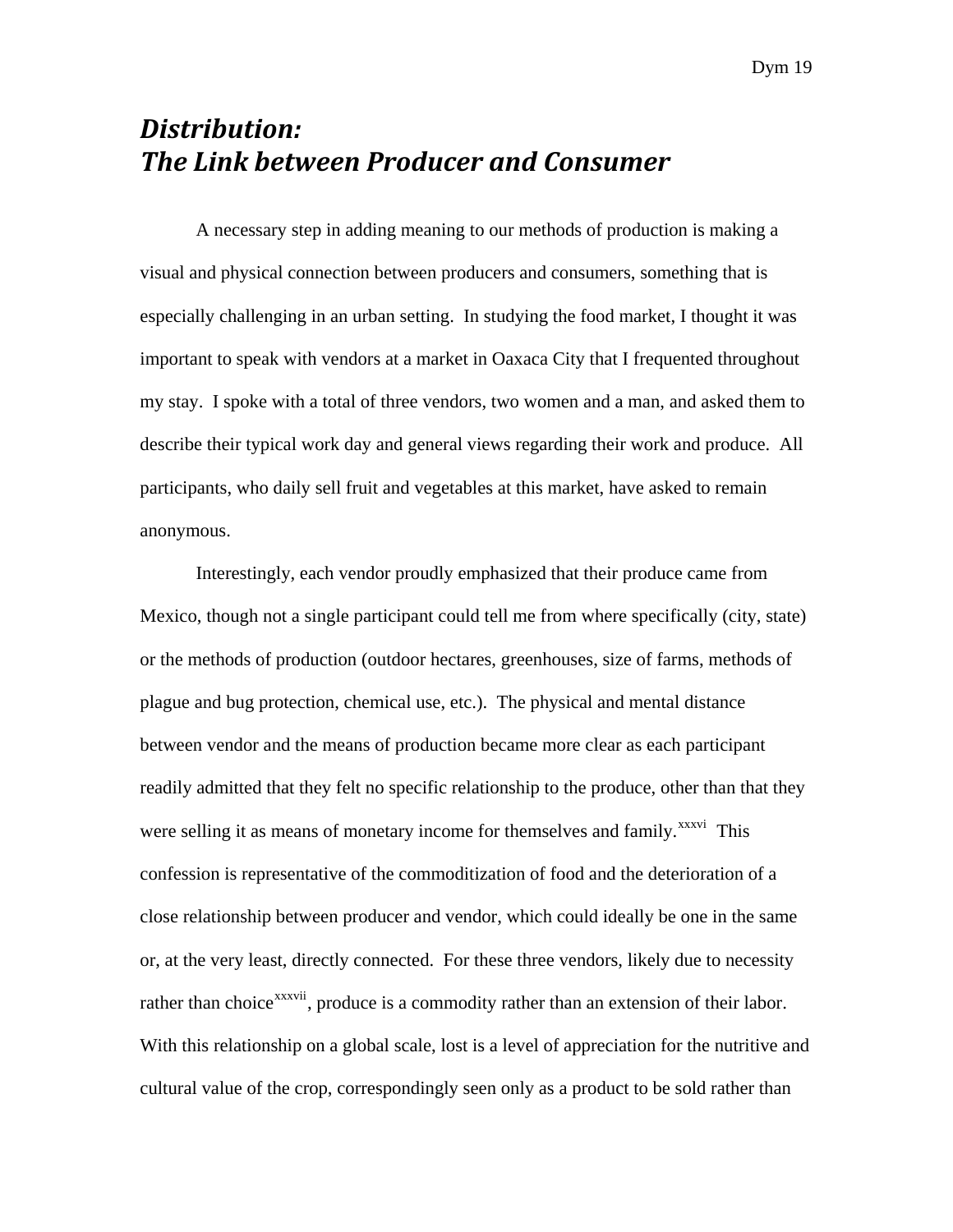# *Distribution: The Link between Producer and Consumer*

A necessary step in adding meaning to our methods of production is making a visual and physical connection between producers and consumers, something that is especially challenging in an urban setting. In studying the food market, I thought it was important to speak with vendors at a market in Oaxaca City that I frequented throughout my stay. I spoke with a total of three vendors, two women and a man, and asked them to describe their typical work day and general views regarding their work and produce. All participants, who daily sell fruit and vegetables at this market, have asked to remain anonymous.

Interestingly, each vendor proudly emphasized that their produce came from Mexico, though not a single participant could tell me from where specifically (city, state) or the methods of production (outdoor hectares, greenhouses, size of farms, methods of plague and bug protection, chemical use, etc.). The physical and mental distance between vendor and the means of production became more clear as each participant readily admitted that they felt no specific relationship to the produce, other than that they were selling it as means of monetary income for themselves and family.[xxxvi] This confession is representative of the commoditization of food and the deterioration of a close relationship between producer and vendor, which could ideally be one in the same or, at the very least, directly connected. For these three vendors, likely due to necessity rather than choice[xxxvii], produce is a commodity rather than an extension of their labor. With this relationship on a global scale, lost is a level of appreciation for the nutritive and cultural value of the crop, correspondingly seen only as a product to be sold rather than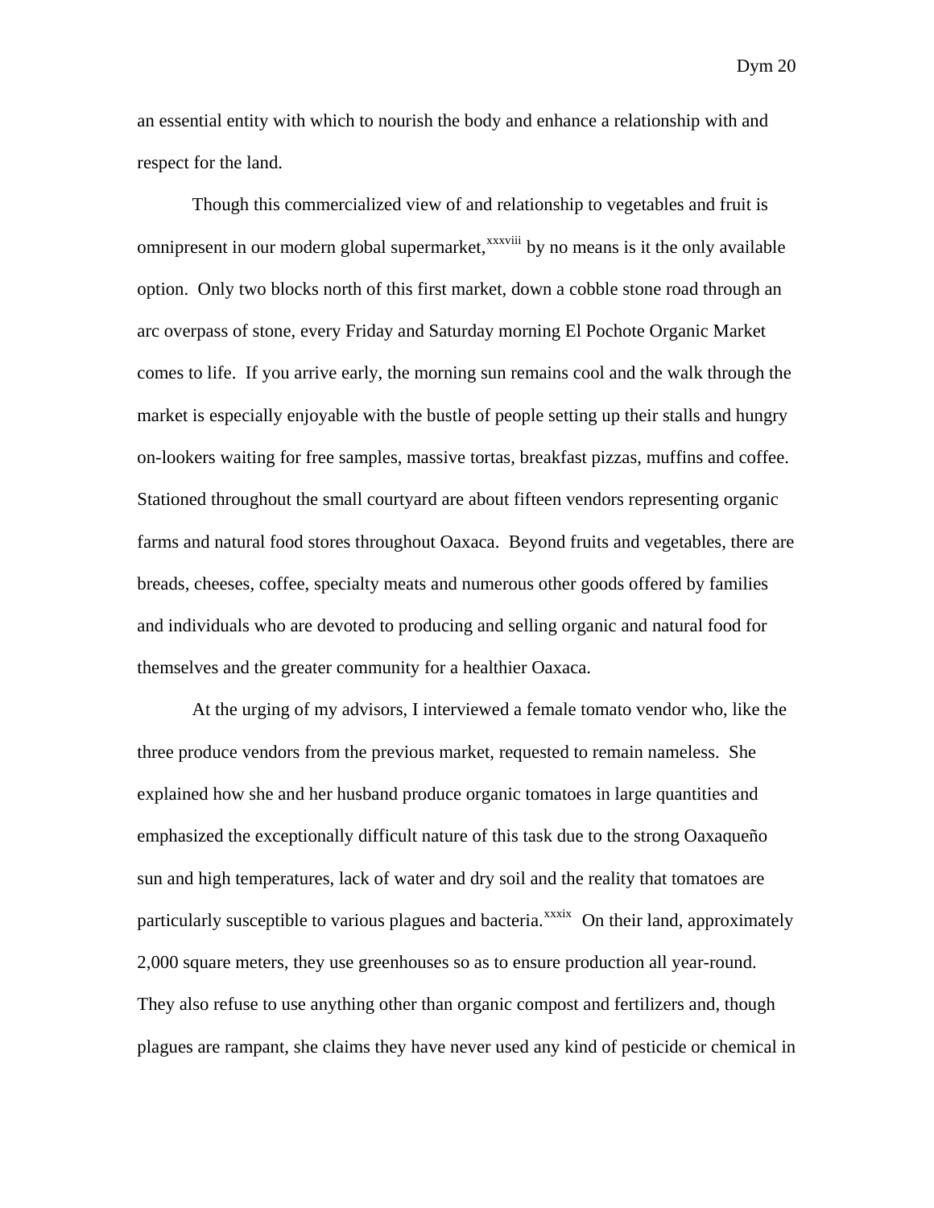an essential entity with which to nourish the body and enhance a relationship with and respect for the land.

Though this commercialized view of and relationship to vegetables and fruit is omnipresent in our modern global supermarket,[xxxviii] by no means is it the only available option. Only two blocks north of this first market, down a cobble stone road through an arc overpass of stone, every Friday and Saturday morning El Pochote Organic Market comes to life. If you arrive early, the morning sun remains cool and the walk through the market is especially enjoyable with the bustle of people setting up their stalls and hungry on-lookers waiting for free samples, massive tortas, breakfast pizzas, muffins and coffee. Stationed throughout the small courtyard are about fifteen vendors representing organic farms and natural food stores throughout Oaxaca. Beyond fruits and vegetables, there are breads, cheeses, coffee, specialty meats and numerous other goods offered by families and individuals who are devoted to producing and selling organic and natural food for themselves and the greater community for a healthier Oaxaca.

At the urging of my advisors, I interviewed a female tomato vendor who, like the three produce vendors from the previous market, requested to remain nameless. She explained how she and her husband produce organic tomatoes in large quantities and emphasized the exceptionally difficult nature of this task due to the strong Oaxaqueño sun and high temperatures, lack of water and dry soil and the reality that tomatoes are particularly susceptible to various plagues and bacteria.[xxxix] On their land, approximately 2,000 square meters, they use greenhouses so as to ensure production all year-round. They also refuse to use anything other than organic compost and fertilizers and, though plagues are rampant, she claims they have never used any kind of pesticide or chemical in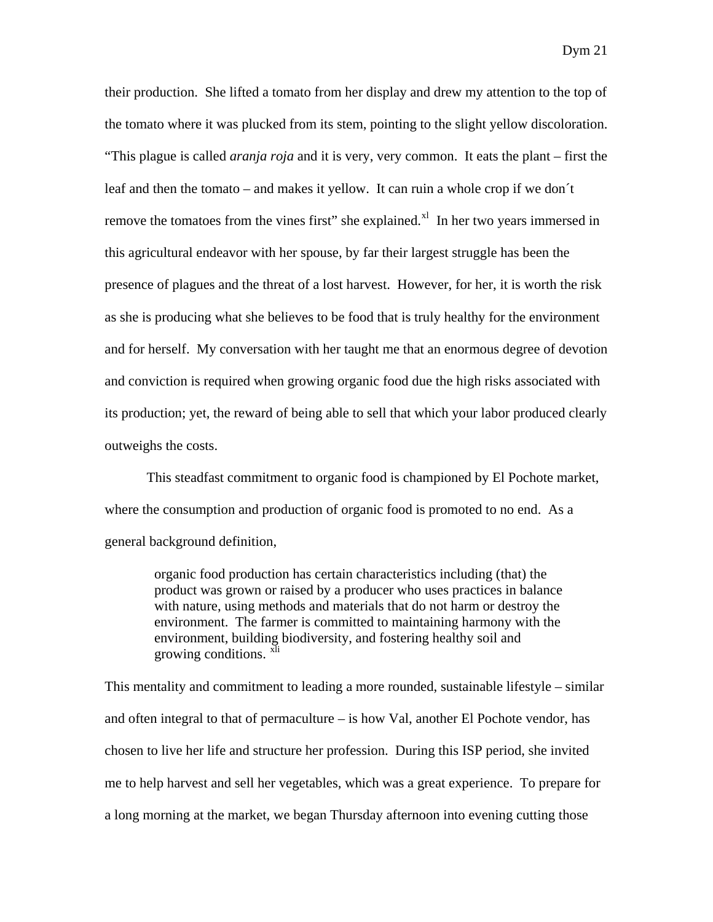their production. She lifted a tomato from her display and drew my attention to the top of the tomato where it was plucked from its stem, pointing to the slight yellow discoloration. "This plague is called *aranja roja* and it is very, very common. It eats the plant – first the leaf and then the tomato – and makes it yellow. It can ruin a whole crop if we don´t remove the tomatoes from the vines first" she explained.[xl] In her two years immersed in this agricultural endeavor with her spouse, by far their largest struggle has been the presence of plagues and the threat of a lost harvest. However, for her, it is worth the risk as she is producing what she believes to be food that is truly healthy for the environment and for herself. My conversation with her taught me that an enormous degree of devotion and conviction is required when growing organic food due the high risks associated with its production; yet, the reward of being able to sell that which your labor produced clearly outweighs the costs.

This steadfast commitment to organic food is championed by El Pochote market, where the consumption and production of organic food is promoted to no end. As a general background definition,

> organic food production has certain characteristics including (that) the product was grown or raised by a producer who uses practices in balance with nature, using methods and materials that do not harm or destroy the environment. The farmer is committed to maintaining harmony with the environment, building biodiversity, and fostering healthy soil and growing conditions. [xli]

This mentality and commitment to leading a more rounded, sustainable lifestyle – similar and often integral to that of permaculture – is how Val, another El Pochote vendor, has chosen to live her life and structure her profession. During this ISP period, she invited me to help harvest and sell her vegetables, which was a great experience. To prepare for a long morning at the market, we began Thursday afternoon into evening cutting those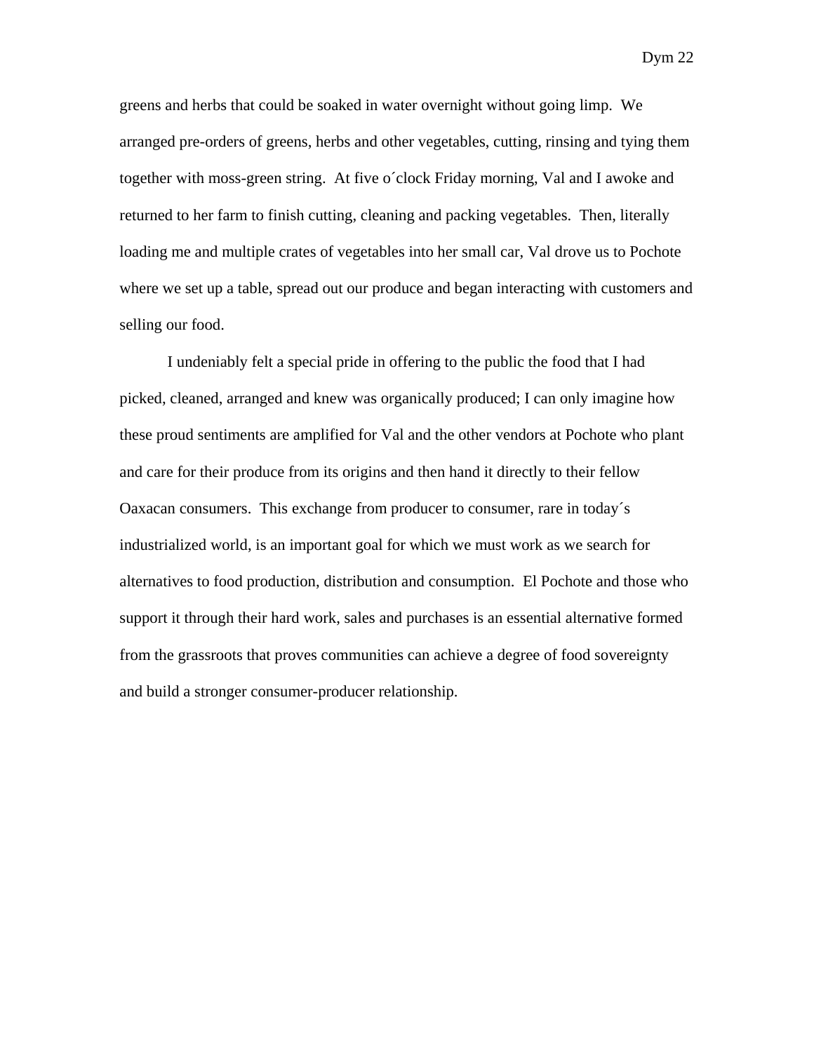greens and herbs that could be soaked in water overnight without going limp. We arranged pre-orders of greens, herbs and other vegetables, cutting, rinsing and tying them together with moss-green string. At five o´clock Friday morning, Val and I awoke and returned to her farm to finish cutting, cleaning and packing vegetables. Then, literally loading me and multiple crates of vegetables into her small car, Val drove us to Pochote where we set up a table, spread out our produce and began interacting with customers and selling our food.

I undeniably felt a special pride in offering to the public the food that I had picked, cleaned, arranged and knew was organically produced; I can only imagine how these proud sentiments are amplified for Val and the other vendors at Pochote who plant and care for their produce from its origins and then hand it directly to their fellow Oaxacan consumers. This exchange from producer to consumer, rare in today´s industrialized world, is an important goal for which we must work as we search for alternatives to food production, distribution and consumption. El Pochote and those who support it through their hard work, sales and purchases is an essential alternative formed from the grassroots that proves communities can achieve a degree of food sovereignty and build a stronger consumer-producer relationship.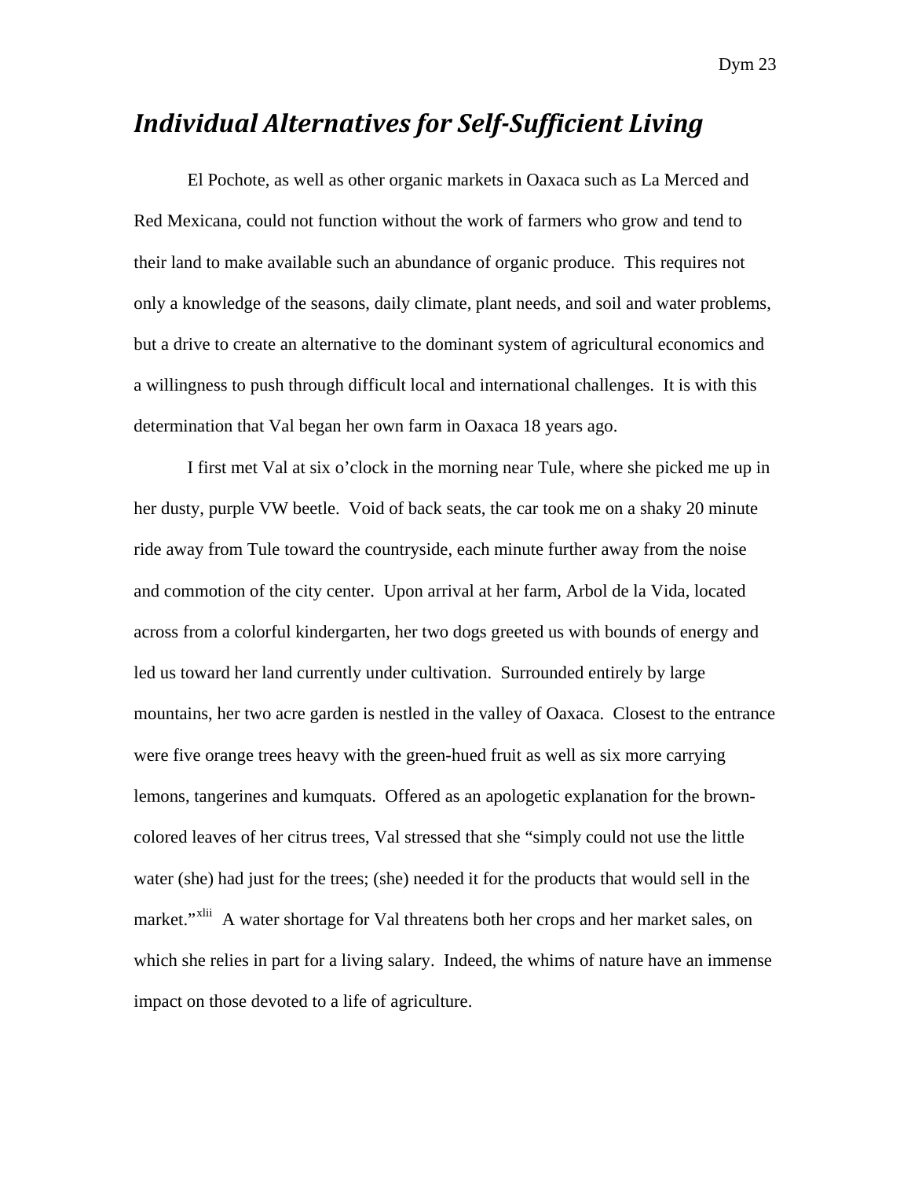## *Individual Alternatives for Self-Sufficient Living*

El Pochote, as well as other organic markets in Oaxaca such as La Merced and Red Mexicana, could not function without the work of farmers who grow and tend to their land to make available such an abundance of organic produce. This requires not only a knowledge of the seasons, daily climate, plant needs, and soil and water problems, but a drive to create an alternative to the dominant system of agricultural economics and a willingness to push through difficult local and international challenges. It is with this determination that Val began her own farm in Oaxaca 18 years ago.

I first met Val at six o'clock in the morning near Tule, where she picked me up in her dusty, purple VW beetle. Void of back seats, the car took me on a shaky 20 minute ride away from Tule toward the countryside, each minute further away from the noise and commotion of the city center. Upon arrival at her farm, Arbol de la Vida, located across from a colorful kindergarten, her two dogs greeted us with bounds of energy and led us toward her land currently under cultivation. Surrounded entirely by large mountains, her two acre garden is nestled in the valley of Oaxaca. Closest to the entrance were five orange trees heavy with the green-hued fruit as well as six more carrying lemons, tangerines and kumquats. Offered as an apologetic explanation for the brown-colored leaves of her citrus trees, Val stressed that she "simply could not use the little water (she) had just for the trees; (she) needed it for the products that would sell in the market."[xlii] A water shortage for Val threatens both her crops and her market sales, on which she relies in part for a living salary. Indeed, the whims of nature have an immense impact on those devoted to a life of agriculture.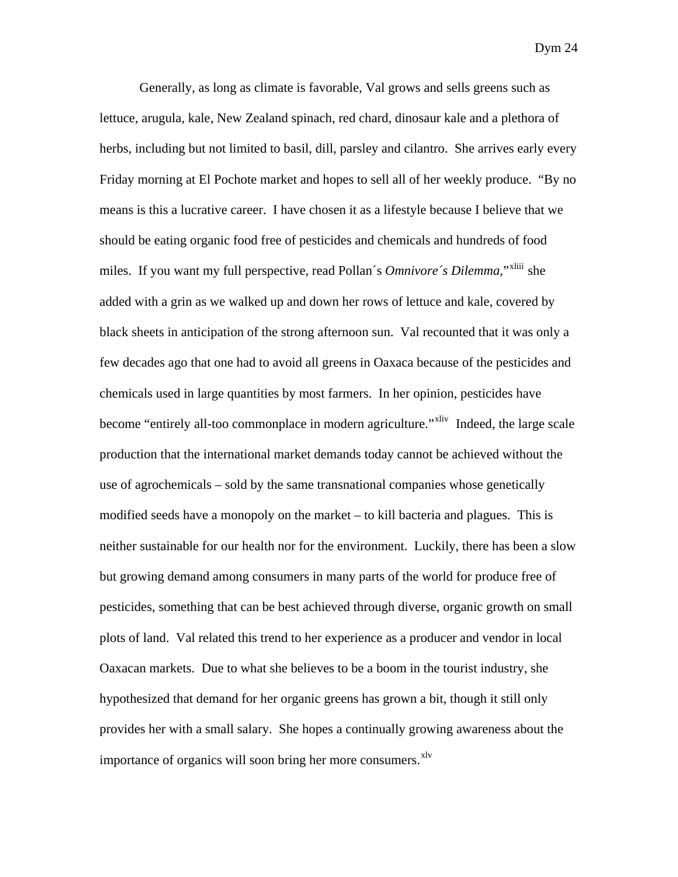Generally, as long as climate is favorable, Val grows and sells greens such as lettuce, arugula, kale, New Zealand spinach, red chard, dinosaur kale and a plethora of herbs, including but not limited to basil, dill, parsley and cilantro. She arrives early every Friday morning at El Pochote market and hopes to sell all of her weekly produce. "By no means is this a lucrative career. I have chosen it as a lifestyle because I believe that we should be eating organic food free of pesticides and chemicals and hundreds of food miles. If you want my full perspective, read Pollan´s *Omnivore´s Dilemma*,"[xliii] she added with a grin as we walked up and down her rows of lettuce and kale, covered by black sheets in anticipation of the strong afternoon sun. Val recounted that it was only a few decades ago that one had to avoid all greens in Oaxaca because of the pesticides and chemicals used in large quantities by most farmers. In her opinion, pesticides have become "entirely all-too commonplace in modern agriculture."[xliv] Indeed, the large scale production that the international market demands today cannot be achieved without the use of agrochemicals – sold by the same transnational companies whose genetically modified seeds have a monopoly on the market – to kill bacteria and plagues. This is neither sustainable for our health nor for the environment. Luckily, there has been a slow but growing demand among consumers in many parts of the world for produce free of pesticides, something that can be best achieved through diverse, organic growth on small plots of land. Val related this trend to her experience as a producer and vendor in local Oaxacan markets. Due to what she believes to be a boom in the tourist industry, she hypothesized that demand for her organic greens has grown a bit, though it still only provides her with a small salary. She hopes a continually growing awareness about the importance of organics will soon bring her more consumers.[xlv]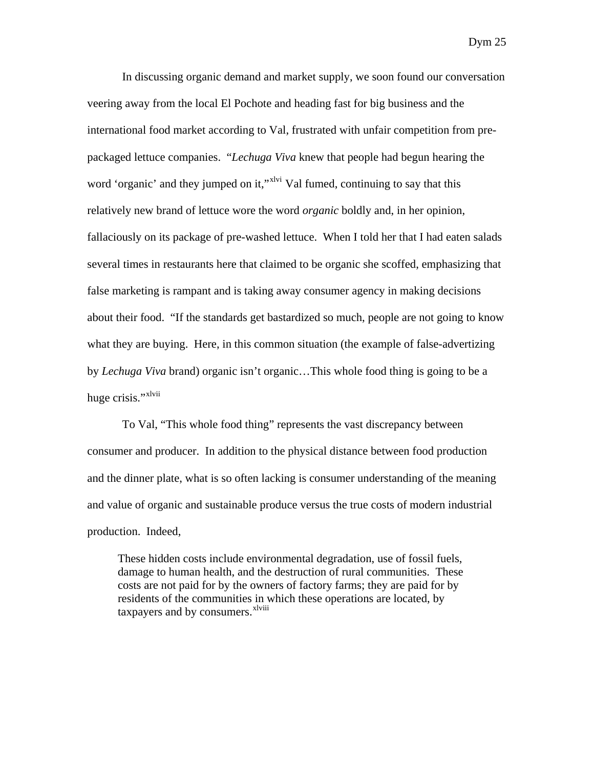In discussing organic demand and market supply, we soon found our conversation veering away from the local El Pochote and heading fast for big business and the international food market according to Val, frustrated with unfair competition from pre-packaged lettuce companies. "*Lechuga Viva* knew that people had begun hearing the word 'organic' and they jumped on it,"[xlvi] Val fumed, continuing to say that this relatively new brand of lettuce wore the word *organic* boldly and, in her opinion, fallaciously on its package of pre-washed lettuce. When I told her that I had eaten salads several times in restaurants here that claimed to be organic she scoffed, emphasizing that false marketing is rampant and is taking away consumer agency in making decisions about their food. "If the standards get bastardized so much, people are not going to know what they are buying. Here, in this common situation (the example of false-advertizing by *Lechuga Viva* brand) organic isn't organic…This whole food thing is going to be a huge crisis."[xlvii]

To Val, "This whole food thing" represents the vast discrepancy between consumer and producer. In addition to the physical distance between food production and the dinner plate, what is so often lacking is consumer understanding of the meaning and value of organic and sustainable produce versus the true costs of modern industrial production. Indeed,

> These hidden costs include environmental degradation, use of fossil fuels, damage to human health, and the destruction of rural communities. These costs are not paid for by the owners of factory farms; they are paid for by residents of the communities in which these operations are located, by taxpayers and by consumers.[xlviii]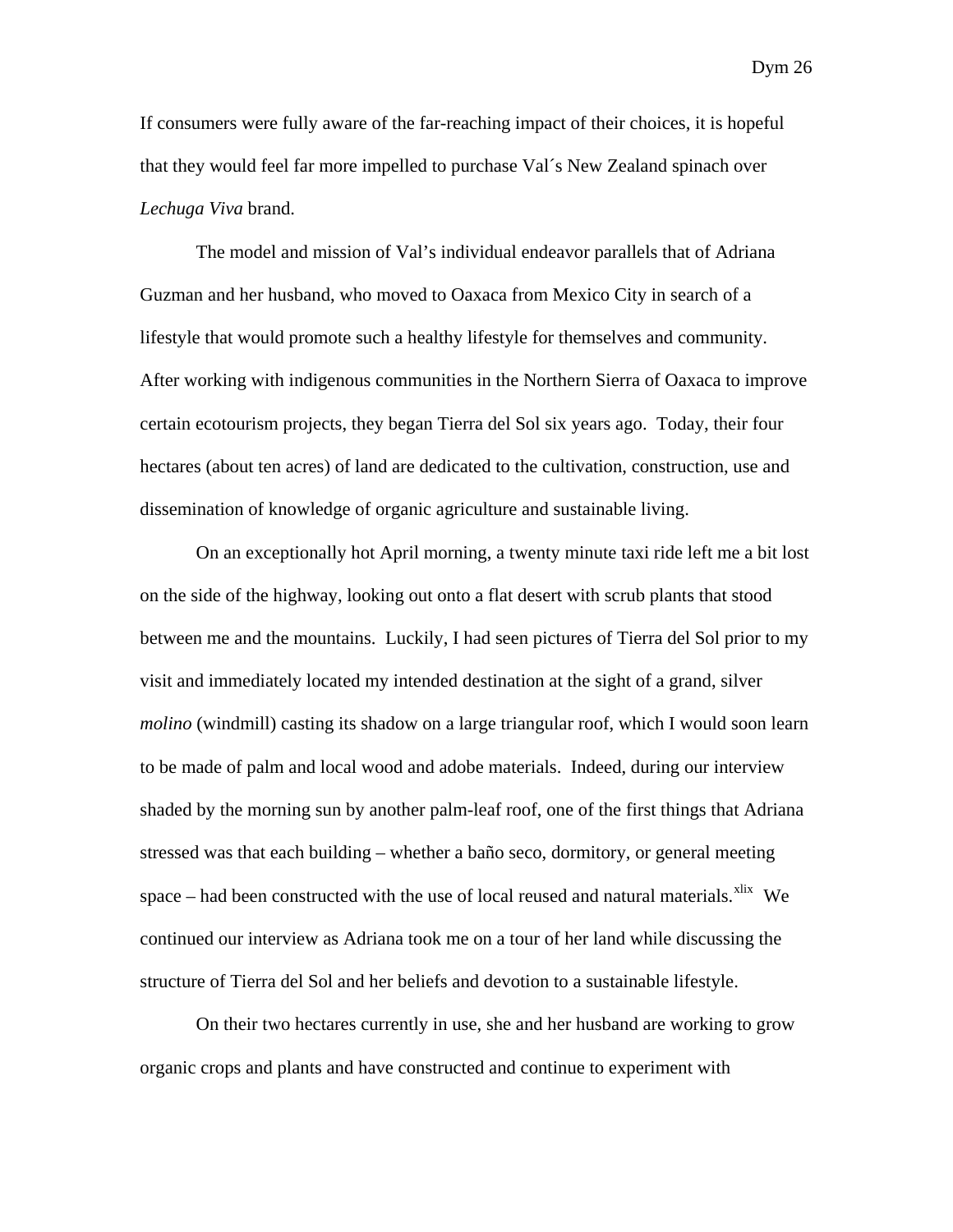If consumers were fully aware of the far-reaching impact of their choices, it is hopeful that they would feel far more impelled to purchase Val´s New Zealand spinach over *Lechuga Viva* brand.

The model and mission of Val's individual endeavor parallels that of Adriana Guzman and her husband, who moved to Oaxaca from Mexico City in search of a lifestyle that would promote such a healthy lifestyle for themselves and community. After working with indigenous communities in the Northern Sierra of Oaxaca to improve certain ecotourism projects, they began Tierra del Sol six years ago. Today, their four hectares (about ten acres) of land are dedicated to the cultivation, construction, use and dissemination of knowledge of organic agriculture and sustainable living.

On an exceptionally hot April morning, a twenty minute taxi ride left me a bit lost on the side of the highway, looking out onto a flat desert with scrub plants that stood between me and the mountains. Luckily, I had seen pictures of Tierra del Sol prior to my visit and immediately located my intended destination at the sight of a grand, silver *molino* (windmill) casting its shadow on a large triangular roof, which I would soon learn to be made of palm and local wood and adobe materials. Indeed, during our interview shaded by the morning sun by another palm-leaf roof, one of the first things that Adriana stressed was that each building – whether a baño seco, dormitory, or general meeting space – had been constructed with the use of local reused and natural materials.[xlix] We continued our interview as Adriana took me on a tour of her land while discussing the structure of Tierra del Sol and her beliefs and devotion to a sustainable lifestyle.

On their two hectares currently in use, she and her husband are working to grow organic crops and plants and have constructed and continue to experiment with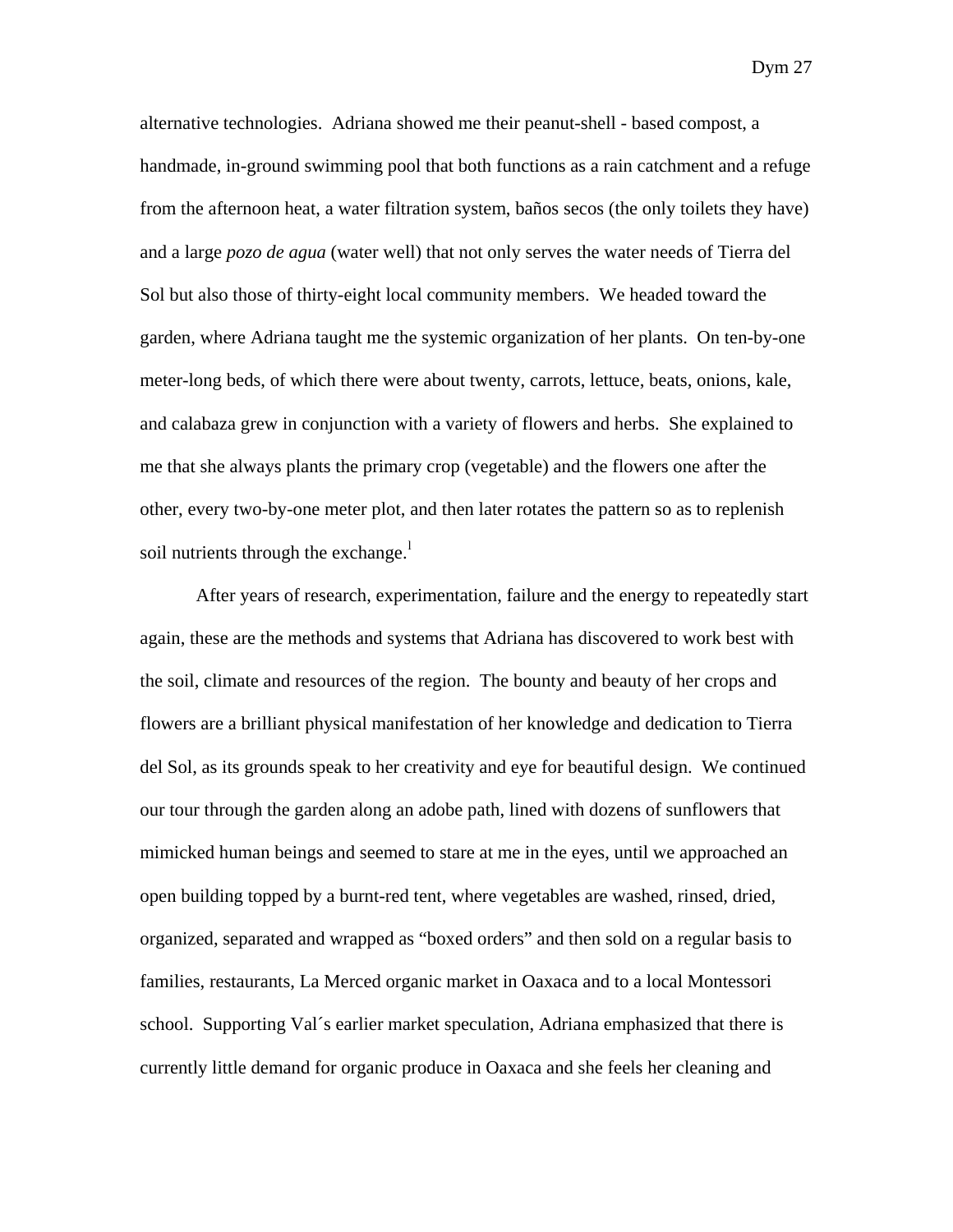alternative technologies. Adriana showed me their peanut-shell - based compost, a handmade, in-ground swimming pool that both functions as a rain catchment and a refuge from the afternoon heat, a water filtration system, baños secos (the only toilets they have) and a large *pozo de agua* (water well) that not only serves the water needs of Tierra del Sol but also those of thirty-eight local community members. We headed toward the garden, where Adriana taught me the systemic organization of her plants. On ten-by-one meter-long beds, of which there were about twenty, carrots, lettuce, beats, onions, kale, and calabaza grew in conjunction with a variety of flowers and herbs. She explained to me that she always plants the primary crop (vegetable) and the flowers one after the other, every two-by-one meter plot, and then later rotates the pattern so as to replenish soil nutrients through the exchange.[1]

After years of research, experimentation, failure and the energy to repeatedly start again, these are the methods and systems that Adriana has discovered to work best with the soil, climate and resources of the region. The bounty and beauty of her crops and flowers are a brilliant physical manifestation of her knowledge and dedication to Tierra del Sol, as its grounds speak to her creativity and eye for beautiful design. We continued our tour through the garden along an adobe path, lined with dozens of sunflowers that mimicked human beings and seemed to stare at me in the eyes, until we approached an open building topped by a burnt-red tent, where vegetables are washed, rinsed, dried, organized, separated and wrapped as "boxed orders" and then sold on a regular basis to families, restaurants, La Merced organic market in Oaxaca and to a local Montessori school. Supporting Val´s earlier market speculation, Adriana emphasized that there is currently little demand for organic produce in Oaxaca and she feels her cleaning and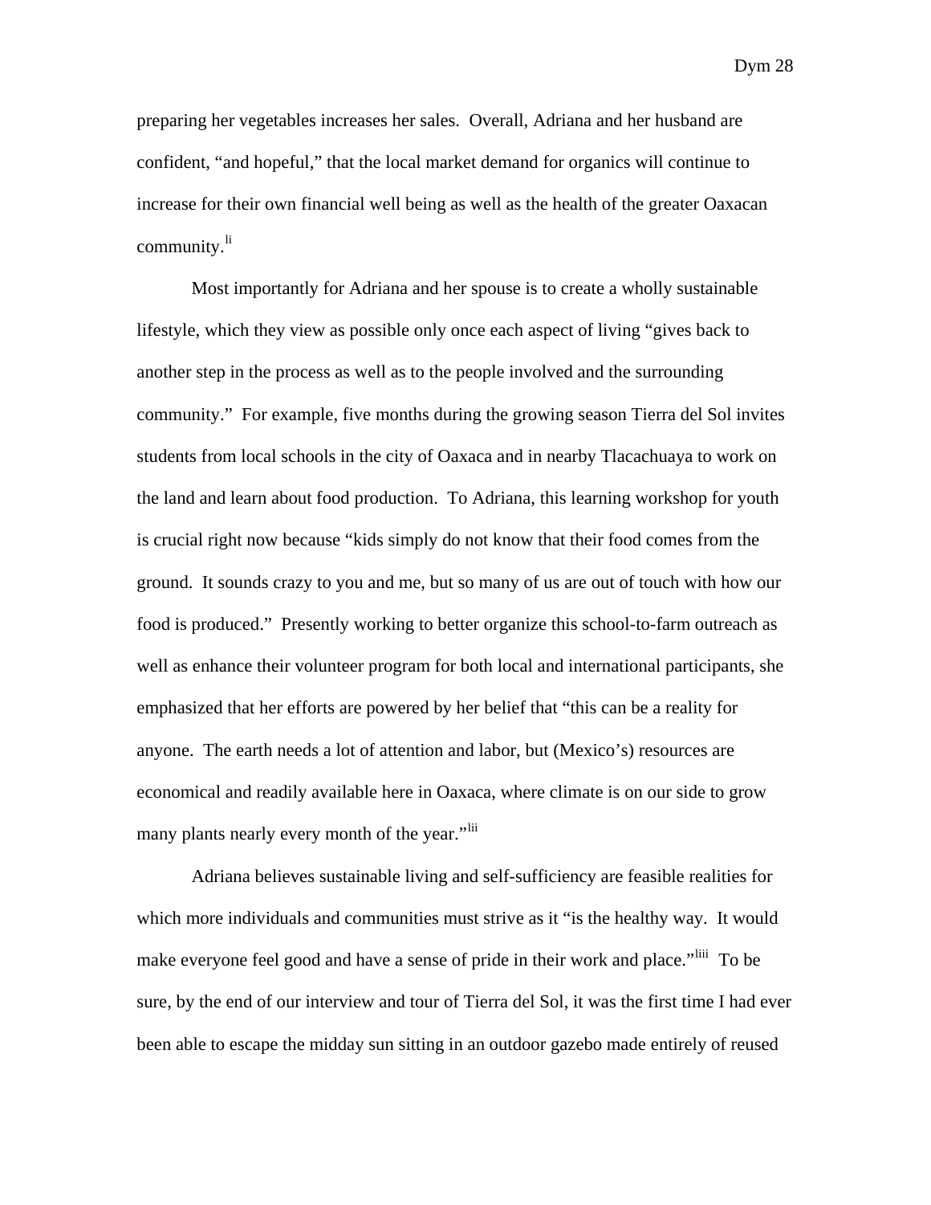preparing her vegetables increases her sales. Overall, Adriana and her husband are confident, "and hopeful," that the local market demand for organics will continue to increase for their own financial well being as well as the health of the greater Oaxacan community.[li]

Most importantly for Adriana and her spouse is to create a wholly sustainable lifestyle, which they view as possible only once each aspect of living "gives back to another step in the process as well as to the people involved and the surrounding community." For example, five months during the growing season Tierra del Sol invites students from local schools in the city of Oaxaca and in nearby Tlacachuaya to work on the land and learn about food production. To Adriana, this learning workshop for youth is crucial right now because "kids simply do not know that their food comes from the ground. It sounds crazy to you and me, but so many of us are out of touch with how our food is produced." Presently working to better organize this school-to-farm outreach as well as enhance their volunteer program for both local and international participants, she emphasized that her efforts are powered by her belief that "this can be a reality for anyone. The earth needs a lot of attention and labor, but (Mexico's) resources are economical and readily available here in Oaxaca, where climate is on our side to grow many plants nearly every month of the year."[lii]

Adriana believes sustainable living and self-sufficiency are feasible realities for which more individuals and communities must strive as it "is the healthy way. It would make everyone feel good and have a sense of pride in their work and place."[liii] To be sure, by the end of our interview and tour of Tierra del Sol, it was the first time I had ever been able to escape the midday sun sitting in an outdoor gazebo made entirely of reused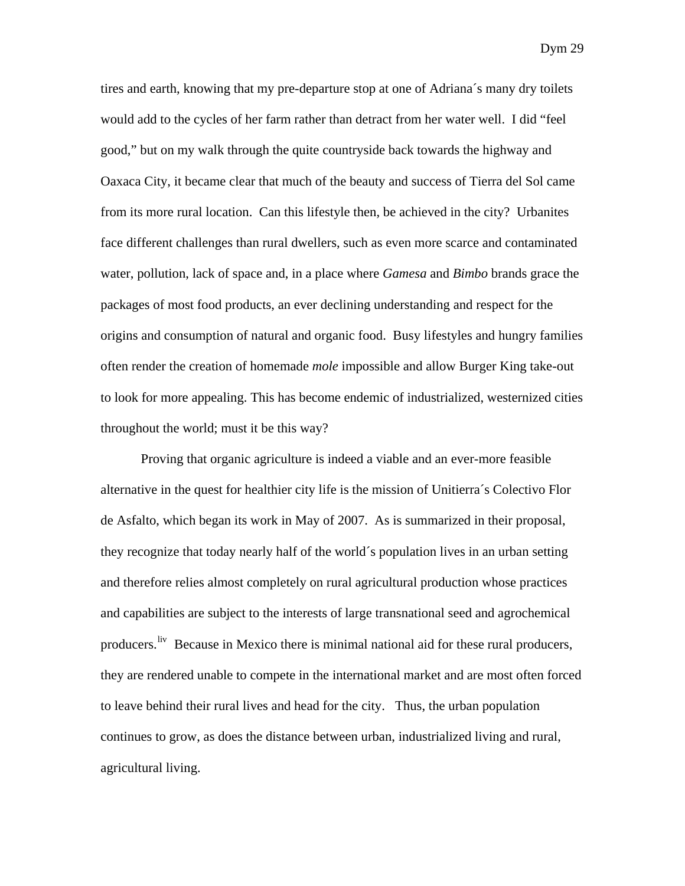tires and earth, knowing that my pre-departure stop at one of Adriana´s many dry toilets would add to the cycles of her farm rather than detract from her water well. I did "feel good," but on my walk through the quite countryside back towards the highway and Oaxaca City, it became clear that much of the beauty and success of Tierra del Sol came from its more rural location. Can this lifestyle then, be achieved in the city? Urbanites face different challenges than rural dwellers, such as even more scarce and contaminated water, pollution, lack of space and, in a place where *Gamesa* and *Bimbo* brands grace the packages of most food products, an ever declining understanding and respect for the origins and consumption of natural and organic food. Busy lifestyles and hungry families often render the creation of homemade *mole* impossible and allow Burger King take-out to look for more appealing. This has become endemic of industrialized, westernized cities throughout the world; must it be this way?

Proving that organic agriculture is indeed a viable and an ever-more feasible alternative in the quest for healthier city life is the mission of Unitierra´s Colectivo Flor de Asfalto, which began its work in May of 2007. As is summarized in their proposal, they recognize that today nearly half of the world´s population lives in an urban setting and therefore relies almost completely on rural agricultural production whose practices and capabilities are subject to the interests of large transnational seed and agrochemical producers.[liv] Because in Mexico there is minimal national aid for these rural producers, they are rendered unable to compete in the international market and are most often forced to leave behind their rural lives and head for the city. Thus, the urban population continues to grow, as does the distance between urban, industrialized living and rural, agricultural living.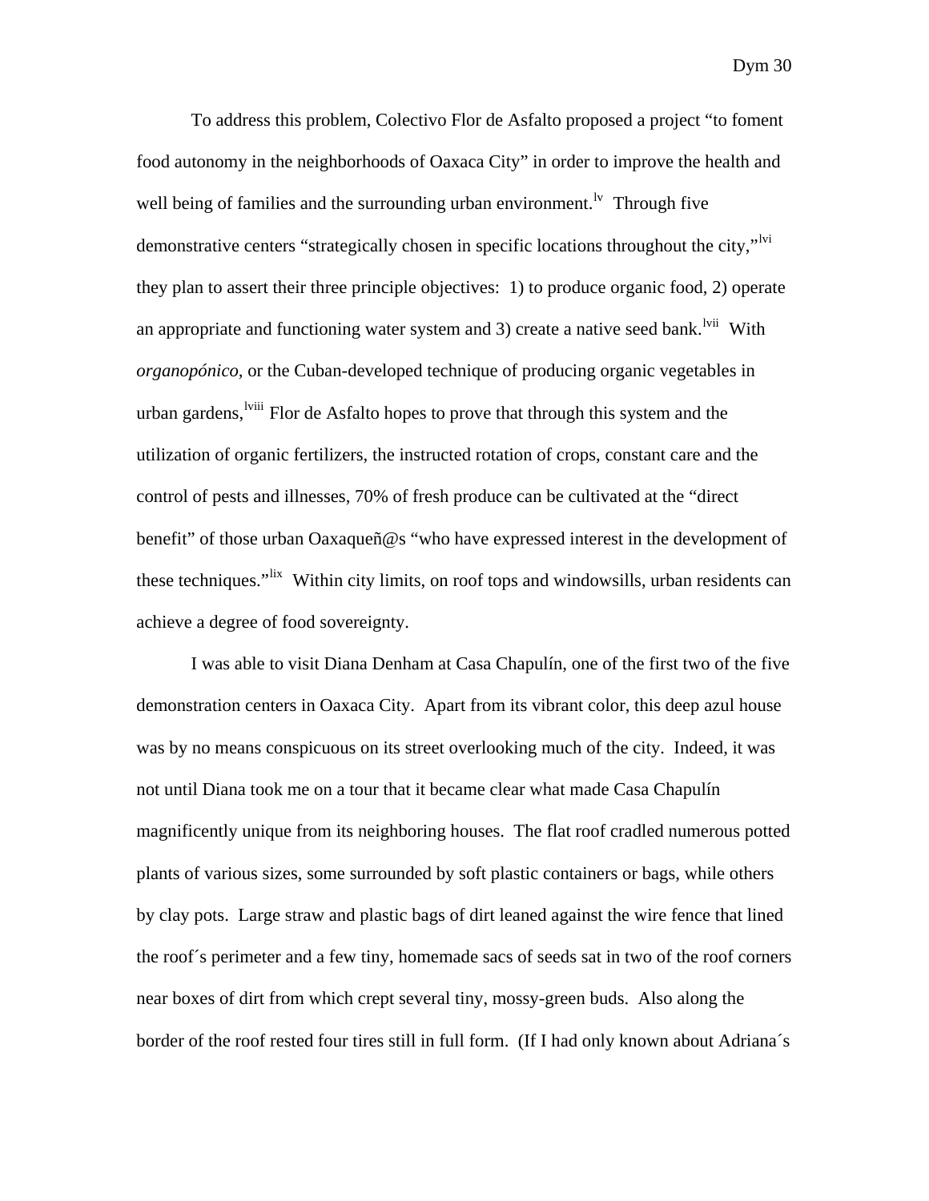To address this problem, Colectivo Flor de Asfalto proposed a project "to foment food autonomy in the neighborhoods of Oaxaca City" in order to improve the health and well being of families and the surrounding urban environment.[lv] Through five demonstrative centers "strategically chosen in specific locations throughout the city,"[lvi] they plan to assert their three principle objectives: 1) to produce organic food, 2) operate an appropriate and functioning water system and 3) create a native seed bank.[lvii] With *organopónico,* or the Cuban-developed technique of producing organic vegetables in urban gardens,[lviii] Flor de Asfalto hopes to prove that through this system and the utilization of organic fertilizers, the instructed rotation of crops, constant care and the control of pests and illnesses, 70% of fresh produce can be cultivated at the "direct benefit" of those urban Oaxaqueñ@s "who have expressed interest in the development of these techniques."[lix] Within city limits, on roof tops and windowsills, urban residents can achieve a degree of food sovereignty.

I was able to visit Diana Denham at Casa Chapulín, one of the first two of the five demonstration centers in Oaxaca City. Apart from its vibrant color, this deep azul house was by no means conspicuous on its street overlooking much of the city. Indeed, it was not until Diana took me on a tour that it became clear what made Casa Chapulín magnificently unique from its neighboring houses. The flat roof cradled numerous potted plants of various sizes, some surrounded by soft plastic containers or bags, while others by clay pots. Large straw and plastic bags of dirt leaned against the wire fence that lined the roof´s perimeter and a few tiny, homemade sacs of seeds sat in two of the roof corners near boxes of dirt from which crept several tiny, mossy-green buds. Also along the border of the roof rested four tires still in full form. (If I had only known about Adriana´s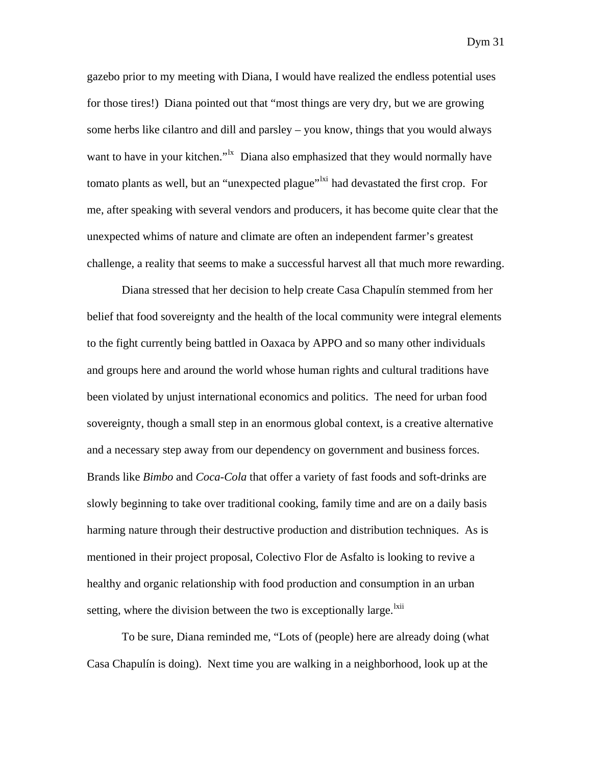gazebo prior to my meeting with Diana, I would have realized the endless potential uses for those tires!) Diana pointed out that "most things are very dry, but we are growing some herbs like cilantro and dill and parsley – you know, things that you would always want to have in your kitchen."[lx] Diana also emphasized that they would normally have tomato plants as well, but an "unexpected plague"[lxi] had devastated the first crop. For me, after speaking with several vendors and producers, it has become quite clear that the unexpected whims of nature and climate are often an independent farmer's greatest challenge, a reality that seems to make a successful harvest all that much more rewarding.

Diana stressed that her decision to help create Casa Chapulín stemmed from her belief that food sovereignty and the health of the local community were integral elements to the fight currently being battled in Oaxaca by APPO and so many other individuals and groups here and around the world whose human rights and cultural traditions have been violated by unjust international economics and politics. The need for urban food sovereignty, though a small step in an enormous global context, is a creative alternative and a necessary step away from our dependency on government and business forces. Brands like *Bimbo* and *Coca-Cola* that offer a variety of fast foods and soft-drinks are slowly beginning to take over traditional cooking, family time and are on a daily basis harming nature through their destructive production and distribution techniques. As is mentioned in their project proposal, Colectivo Flor de Asfalto is looking to revive a healthy and organic relationship with food production and consumption in an urban setting, where the division between the two is exceptionally large.[lxii]

To be sure, Diana reminded me, "Lots of (people) here are already doing (what Casa Chapulín is doing). Next time you are walking in a neighborhood, look up at the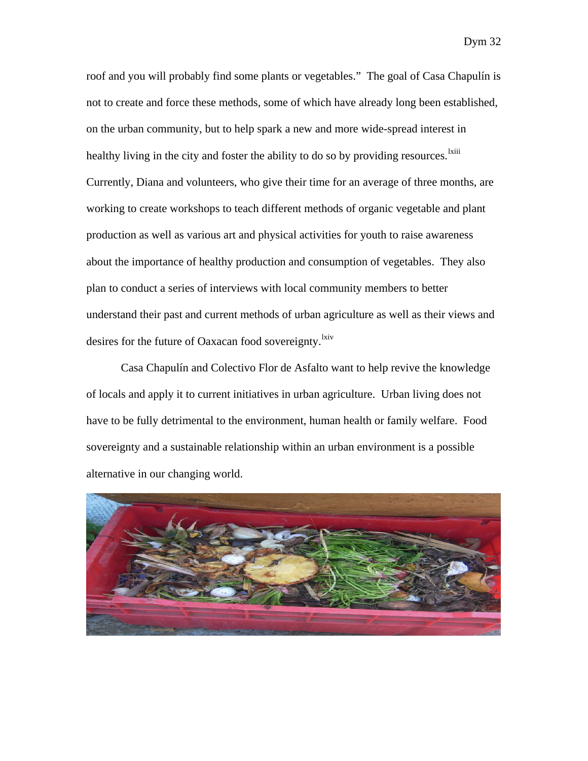roof and you will probably find some plants or vegetables." The goal of Casa Chapulín is not to create and force these methods, some of which have already long been established, on the urban community, but to help spark a new and more wide-spread interest in healthy living in the city and foster the ability to do so by providing resources.[lxiii] Currently, Diana and volunteers, who give their time for an average of three months, are working to create workshops to teach different methods of organic vegetable and plant production as well as various art and physical activities for youth to raise awareness about the importance of healthy production and consumption of vegetables. They also plan to conduct a series of interviews with local community members to better understand their past and current methods of urban agriculture as well as their views and desires for the future of Oaxacan food sovereignty.[lxiv]

Casa Chapulín and Colectivo Flor de Asfalto want to help revive the knowledge of locals and apply it to current initiatives in urban agriculture. Urban living does not have to be fully detrimental to the environment, human health or family welfare. Food sovereignty and a sustainable relationship within an urban environment is a possible alternative in our changing world.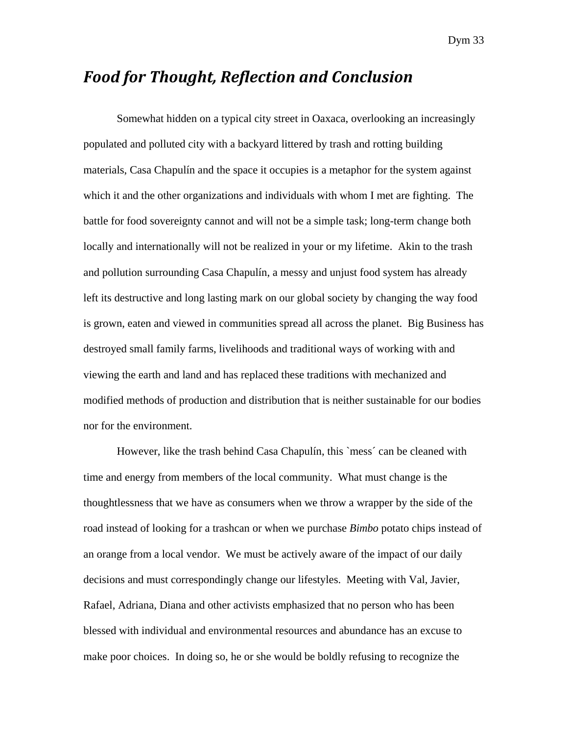## *Food for Thought, Reflection and Conclusion*

Somewhat hidden on a typical city street in Oaxaca, overlooking an increasingly populated and polluted city with a backyard littered by trash and rotting building materials, Casa Chapulín and the space it occupies is a metaphor for the system against which it and the other organizations and individuals with whom I met are fighting. The battle for food sovereignty cannot and will not be a simple task; long-term change both locally and internationally will not be realized in your or my lifetime. Akin to the trash and pollution surrounding Casa Chapulín, a messy and unjust food system has already left its destructive and long lasting mark on our global society by changing the way food is grown, eaten and viewed in communities spread all across the planet. Big Business has destroyed small family farms, livelihoods and traditional ways of working with and viewing the earth and land and has replaced these traditions with mechanized and modified methods of production and distribution that is neither sustainable for our bodies nor for the environment.

However, like the trash behind Casa Chapulín, this `mess´ can be cleaned with time and energy from members of the local community. What must change is the thoughtlessness that we have as consumers when we throw a wrapper by the side of the road instead of looking for a trashcan or when we purchase *Bimbo* potato chips instead of an orange from a local vendor. We must be actively aware of the impact of our daily decisions and must correspondingly change our lifestyles. Meeting with Val, Javier, Rafael, Adriana, Diana and other activists emphasized that no person who has been blessed with individual and environmental resources and abundance has an excuse to make poor choices. In doing so, he or she would be boldly refusing to recognize the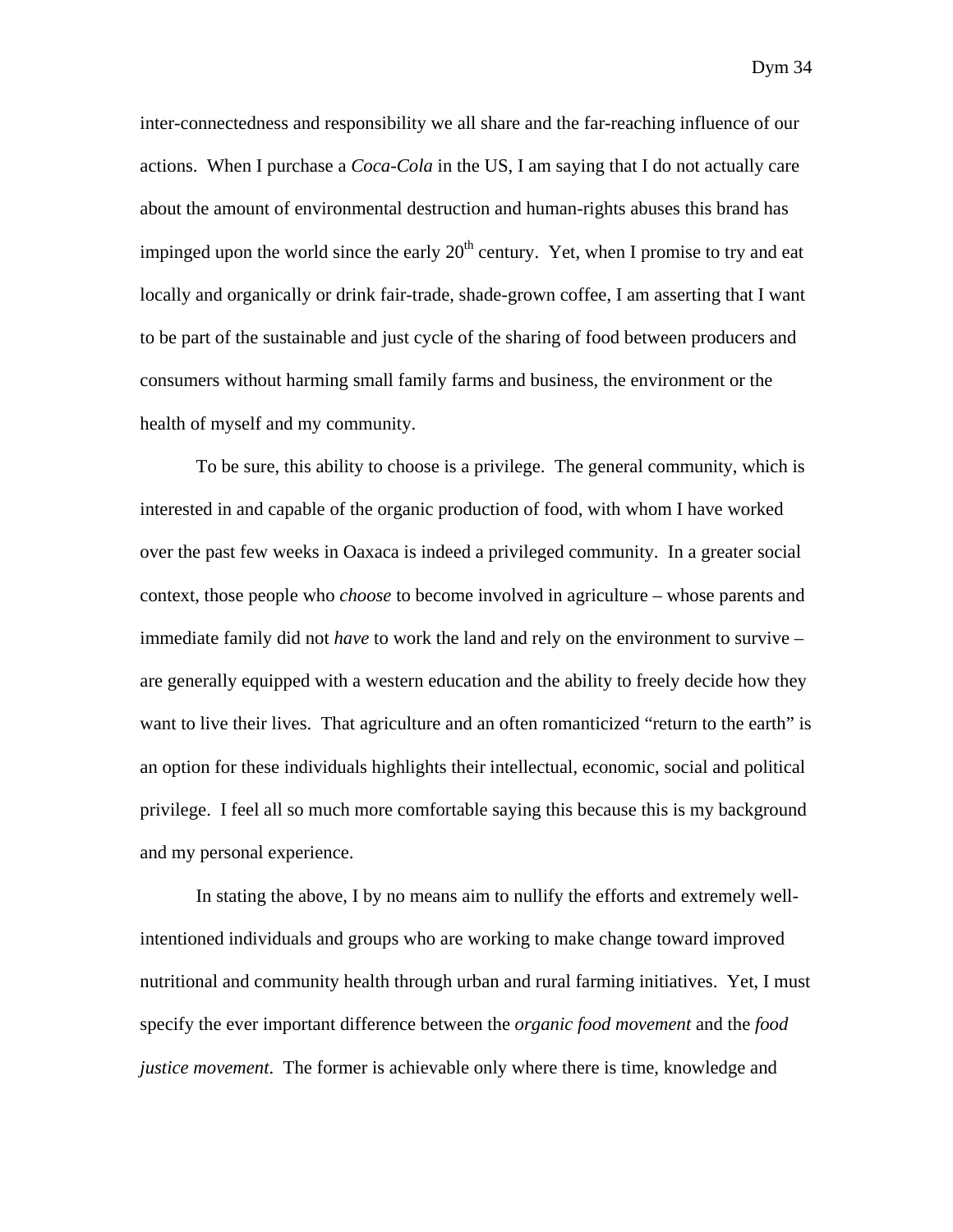inter-connectedness and responsibility we all share and the far-reaching influence of our actions. When I purchase a *Coca-Cola* in the US, I am saying that I do not actually care about the amount of environmental destruction and human-rights abuses this brand has impinged upon the world since the early 20th century. Yet, when I promise to try and eat locally and organically or drink fair-trade, shade-grown coffee, I am asserting that I want to be part of the sustainable and just cycle of the sharing of food between producers and consumers without harming small family farms and business, the environment or the health of myself and my community.

To be sure, this ability to choose is a privilege. The general community, which is interested in and capable of the organic production of food, with whom I have worked over the past few weeks in Oaxaca is indeed a privileged community. In a greater social context, those people who *choose* to become involved in agriculture – whose parents and immediate family did not *have* to work the land and rely on the environment to survive – are generally equipped with a western education and the ability to freely decide how they want to live their lives. That agriculture and an often romanticized "return to the earth" is an option for these individuals highlights their intellectual, economic, social and political privilege. I feel all so much more comfortable saying this because this is my background and my personal experience.

In stating the above, I by no means aim to nullify the efforts and extremely well-intentioned individuals and groups who are working to make change toward improved nutritional and community health through urban and rural farming initiatives. Yet, I must specify the ever important difference between the *organic food movement* and the *food justice movement*. The former is achievable only where there is time, knowledge and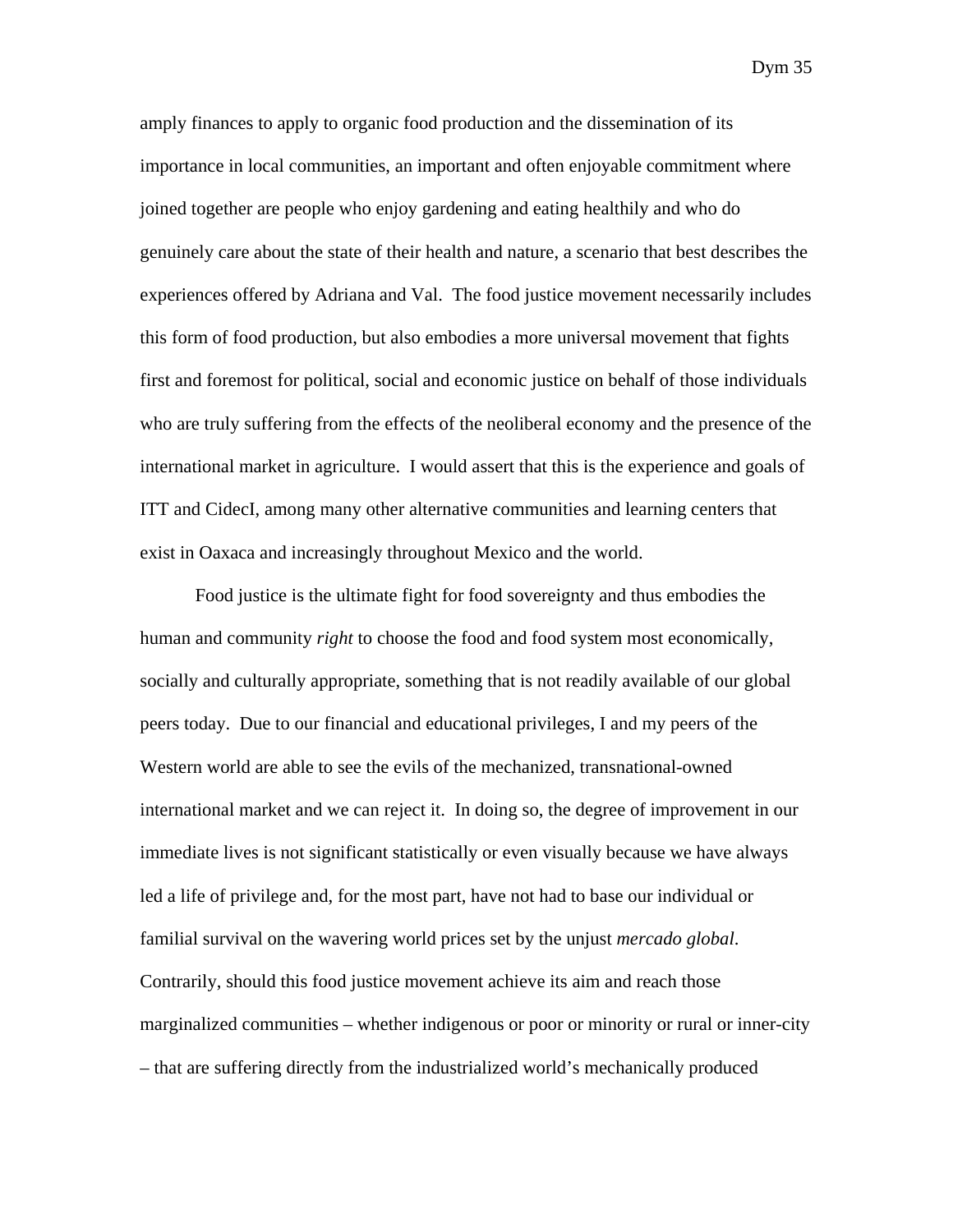amply finances to apply to organic food production and the dissemination of its importance in local communities, an important and often enjoyable commitment where joined together are people who enjoy gardening and eating healthily and who do genuinely care about the state of their health and nature, a scenario that best describes the experiences offered by Adriana and Val. The food justice movement necessarily includes this form of food production, but also embodies a more universal movement that fights first and foremost for political, social and economic justice on behalf of those individuals who are truly suffering from the effects of the neoliberal economy and the presence of the international market in agriculture. I would assert that this is the experience and goals of ITT and CidecI, among many other alternative communities and learning centers that exist in Oaxaca and increasingly throughout Mexico and the world.

Food justice is the ultimate fight for food sovereignty and thus embodies the human and community *right* to choose the food and food system most economically, socially and culturally appropriate, something that is not readily available of our global peers today. Due to our financial and educational privileges, I and my peers of the Western world are able to see the evils of the mechanized, transnational-owned international market and we can reject it. In doing so, the degree of improvement in our immediate lives is not significant statistically or even visually because we have always led a life of privilege and, for the most part, have not had to base our individual or familial survival on the wavering world prices set by the unjust *mercado global*. Contrarily, should this food justice movement achieve its aim and reach those marginalized communities – whether indigenous or poor or minority or rural or inner-city – that are suffering directly from the industrialized world's mechanically produced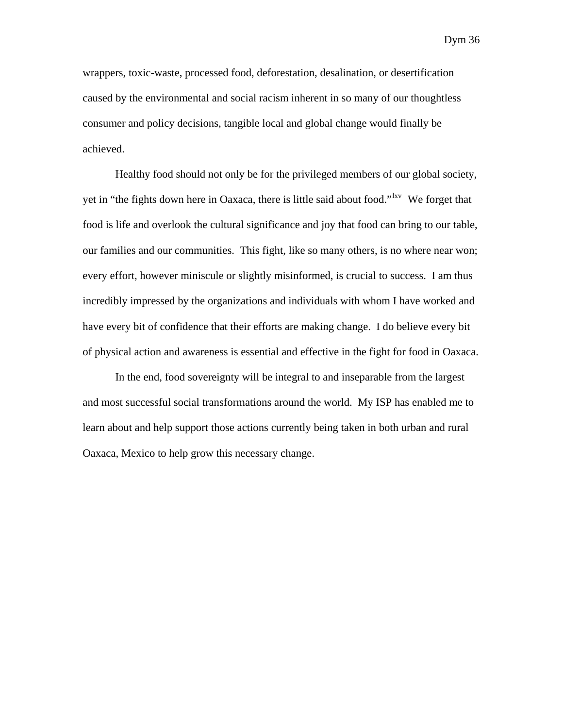wrappers, toxic-waste, processed food, deforestation, desalination, or desertification caused by the environmental and social racism inherent in so many of our thoughtless consumer and policy decisions, tangible local and global change would finally be achieved.

Healthy food should not only be for the privileged members of our global society, yet in "the fights down here in Oaxaca, there is little said about food."[lxv] We forget that food is life and overlook the cultural significance and joy that food can bring to our table, our families and our communities. This fight, like so many others, is no where near won; every effort, however miniscule or slightly misinformed, is crucial to success. I am thus incredibly impressed by the organizations and individuals with whom I have worked and have every bit of confidence that their efforts are making change. I do believe every bit of physical action and awareness is essential and effective in the fight for food in Oaxaca.

In the end, food sovereignty will be integral to and inseparable from the largest and most successful social transformations around the world. My ISP has enabled me to learn about and help support those actions currently being taken in both urban and rural Oaxaca, Mexico to help grow this necessary change.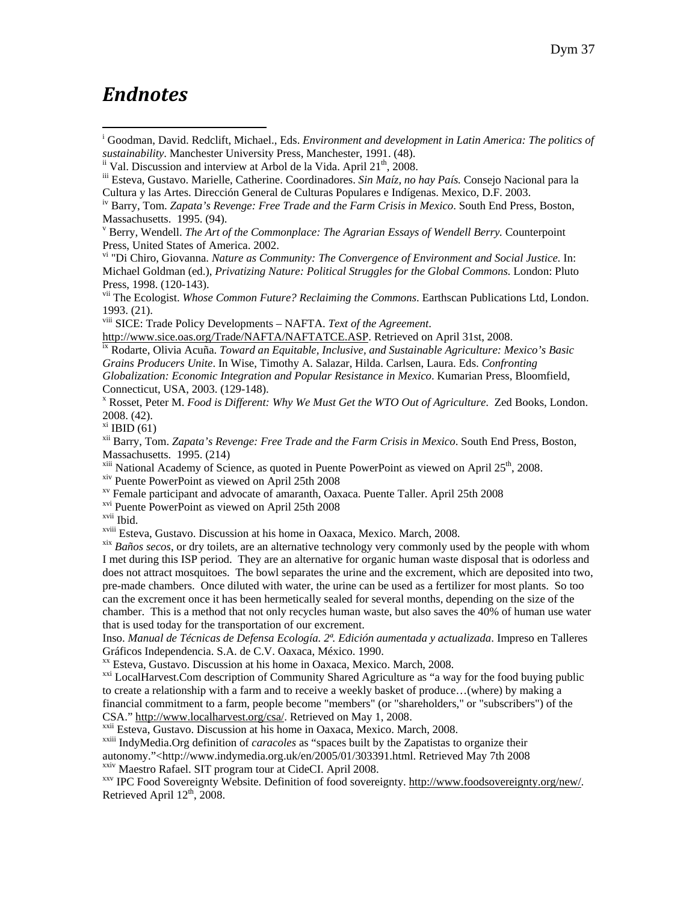# *Endnotes*

[i] Goodman, David. Redclift, Michael., Eds. *Environment and development in Latin America: The politics of sustainability*. Manchester University Press, Manchester, 1991. (48).

[ii] Val. Discussion and interview at Arbol de la Vida. April 21th, 2008.

[iii] Esteva, Gustavo. Marielle, Catherine. Coordinadores. *Sin Maíz, no hay País.* Consejo Nacional para la Cultura y las Artes. Dirección General de Culturas Populares e Indígenas. Mexico, D.F. 2003.

[iv] Barry, Tom. *Zapata's Revenge: Free Trade and the Farm Crisis in Mexico*. South End Press, Boston, Massachusetts. 1995. (94).

[v] Berry, Wendell. *The Art of the Commonplace: The Agrarian Essays of Wendell Berry.* Counterpoint Press, United States of America. 2002.

[vi] "Di Chiro, Giovanna. *Nature as Community: The Convergence of Environment and Social Justice.* In: Michael Goldman (ed.), *Privatizing Nature: Political Struggles for the Global Commons.* London: Pluto Press, 1998. (120-143).

[vii] The Ecologist. *Whose Common Future? Reclaiming the Commons*. Earthscan Publications Ltd, London. 1993. (21).

[viii] SICE: Trade Policy Developments – NAFTA. *Text of the Agreement*. http://www.sice.oas.org/Trade/NAFTA/NAFTATCE.ASP. Retrieved on April 31st, 2008.

[ix] Rodarte, Olivia Acuña. *Toward an Equitable, Inclusive, and Sustainable Agriculture: Mexico's Basic Grains Producers Unite*. In Wise, Timothy A. Salazar, Hilda. Carlsen, Laura. Eds. *Confronting Globalization: Economic Integration and Popular Resistance in Mexico*. Kumarian Press, Bloomfield, Connecticut, USA, 2003. (129-148).

[x] Rosset, Peter M. *Food is Different: Why We Must Get the WTO Out of Agriculture*. Zed Books, London. 2008. (42).

[xi] IBID (61)

[xii] Barry, Tom. *Zapata's Revenge: Free Trade and the Farm Crisis in Mexico*. South End Press, Boston, Massachusetts. 1995. (214)

[xiii] National Academy of Science, as quoted in Puente PowerPoint as viewed on April 25th, 2008.

[xiv] Puente PowerPoint as viewed on April 25th 2008

[xv] Female participant and advocate of amaranth, Oaxaca. Puente Taller. April 25th 2008

[xvi] Puente PowerPoint as viewed on April 25th 2008

[xvii] Ibid.

[xviii] Esteva, Gustavo. Discussion at his home in Oaxaca, Mexico. March, 2008.

[xix] *Baños secos*, or dry toilets, are an alternative technology very commonly used by the people with whom I met during this ISP period. They are an alternative for organic human waste disposal that is odorless and does not attract mosquitoes. The bowl separates the urine and the excrement, which are deposited into two, pre-made chambers. Once diluted with water, the urine can be used as a fertilizer for most plants. So too can the excrement once it has been hermetically sealed for several months, depending on the size of the chamber. This is a method that not only recycles human waste, but also saves the 40% of human use water that is used today for the transportation of our excrement.

Inso. *Manual de Técnicas de Defensa Ecología. 2ª. Edición aumentada y actualizada*. Impreso en Talleres Gráficos Independencia. S.A. de C.V. Oaxaca, México. 1990.

[xx] Esteva, Gustavo. Discussion at his home in Oaxaca, Mexico. March, 2008.

[xxi] LocalHarvest.Com description of Community Shared Agriculture as "a way for the food buying public to create a relationship with a farm and to receive a weekly basket of produce…(where) by making a financial commitment to a farm, people become "members" (or "shareholders," or "subscribers") of the CSA." http://www.localharvest.org/csa/. Retrieved on May 1, 2008.

[xxii] Esteva, Gustavo. Discussion at his home in Oaxaca, Mexico. March, 2008.

[xxiii] IndyMedia.Org definition of *caracoles* as "spaces built by the Zapatistas to organize their autonomy."<http://www.indymedia.org.uk/en/2005/01/303391.html. Retrieved May 7th 2008

[xxiv] Maestro Rafael. SIT program tour at CideCI. April 2008.

[xxv] IPC Food Sovereignty Website. Definition of food sovereignty. http://www.foodsovereignty.org/new/. Retrieved April 12th, 2008.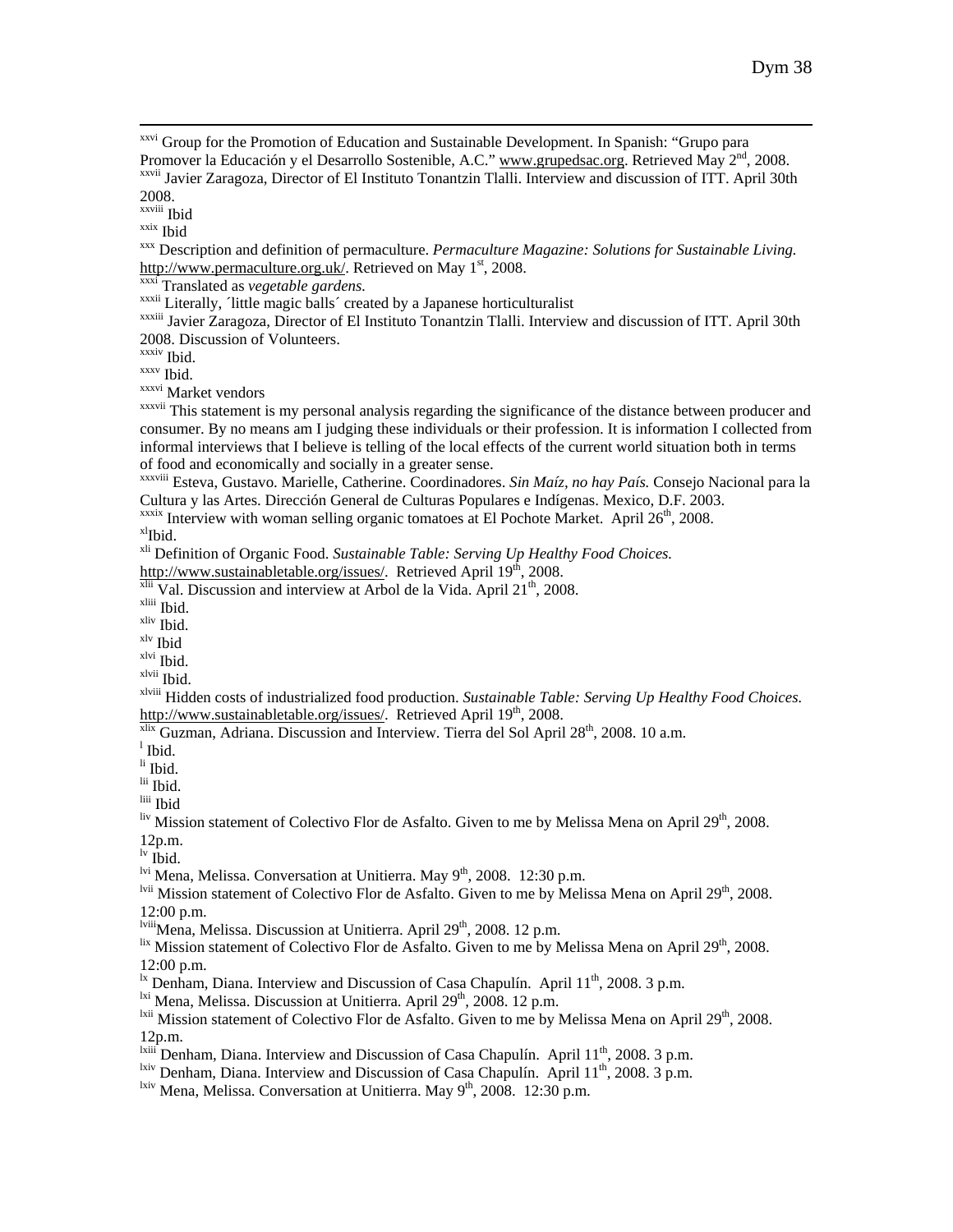[xxvi] Group for the Promotion of Education and Sustainable Development. In Spanish: "Grupo para Promover la Educación y el Desarrollo Sostenible, A.C." www.grupedsac.org. Retrieved May 2nd, 2008.

[xxvii] Javier Zaragoza, Director of El Instituto Tonantzin Tlalli. Interview and discussion of ITT. April 30th 2008.

[xxviii] Ibid

[xxix] Ibid

[xxx] Description and definition of permaculture. *Permaculture Magazine: Solutions for Sustainable Living.* http://www.permaculture.org.uk/. Retrieved on May 1st, 2008.

[xxxi] Translated as *vegetable gardens.*

[xxxii] Literally, ´little magic balls´ created by a Japanese horticulturalist

[xxxiii] Javier Zaragoza, Director of El Instituto Tonantzin Tlalli. Interview and discussion of ITT. April 30th 2008. Discussion of Volunteers.

[xxxiv] Ibid.

[xxxv] Ibid.

[xxxvi] Market vendors

[xxxvii] This statement is my personal analysis regarding the significance of the distance between producer and consumer. By no means am I judging these individuals or their profession. It is information I collected from informal interviews that I believe is telling of the local effects of the current world situation both in terms of food and economically and socially in a greater sense.

[xxxviii] Esteva, Gustavo. Marielle, Catherine. Coordinadores. *Sin Maíz, no hay País.* Consejo Nacional para la Cultura y las Artes. Dirección General de Culturas Populares e Indígenas. Mexico, D.F. 2003.

[xxxix] Interview with woman selling organic tomatoes at El Pochote Market. April 26th, 2008.

[xl] Ibid.

[xli] Definition of Organic Food. *Sustainable Table: Serving Up Healthy Food Choices.* http://www.sustainabletable.org/issues/. Retrieved April 19th, 2008.

[xlii] Val. Discussion and interview at Arbol de la Vida. April 21th, 2008.

[xliii] Ibid.

[xliv] Ibid.

[xlv] Ibid

[xlvi] Ibid.

[xlvii] Ibid.

[xlviii] Hidden costs of industrialized food production. *Sustainable Table: Serving Up Healthy Food Choices.* http://www.sustainabletable.org/issues/. Retrieved April 19th, 2008.

[xlix] Guzman, Adriana. Discussion and Interview. Tierra del Sol April 28th, 2008. 10 a.m.

[l] Ibid.

[li] Ibid.

[lii] Ibid.

[liii] Ibid

[liv] Mission statement of Colectivo Flor de Asfalto. Given to me by Melissa Mena on April 29th, 2008. 12p.m.

[lv] Ibid.

[lvi] Mena, Melissa. Conversation at Unitierra. May 9th, 2008. 12:30 p.m.

[lvii] Mission statement of Colectivo Flor de Asfalto. Given to me by Melissa Mena on April 29th, 2008. 12:00 p.m.

[lviii] Mena, Melissa. Discussion at Unitierra. April 29th, 2008. 12 p.m.

[lix] Mission statement of Colectivo Flor de Asfalto. Given to me by Melissa Mena on April 29th, 2008. 12:00 p.m.

[lx] Denham, Diana. Interview and Discussion of Casa Chapulín. April 11th, 2008. 3 p.m.

[lxi] Mena, Melissa. Discussion at Unitierra. April 29th, 2008. 12 p.m.

[lxii] Mission statement of Colectivo Flor de Asfalto. Given to me by Melissa Mena on April 29th, 2008. 12p.m.

[lxiii] Denham, Diana. Interview and Discussion of Casa Chapulín. April 11th, 2008. 3 p.m.

[lxiv] Denham, Diana. Interview and Discussion of Casa Chapulín. April 11th, 2008. 3 p.m.

[lxiv] Mena, Melissa. Conversation at Unitierra. May 9th, 2008. 12:30 p.m.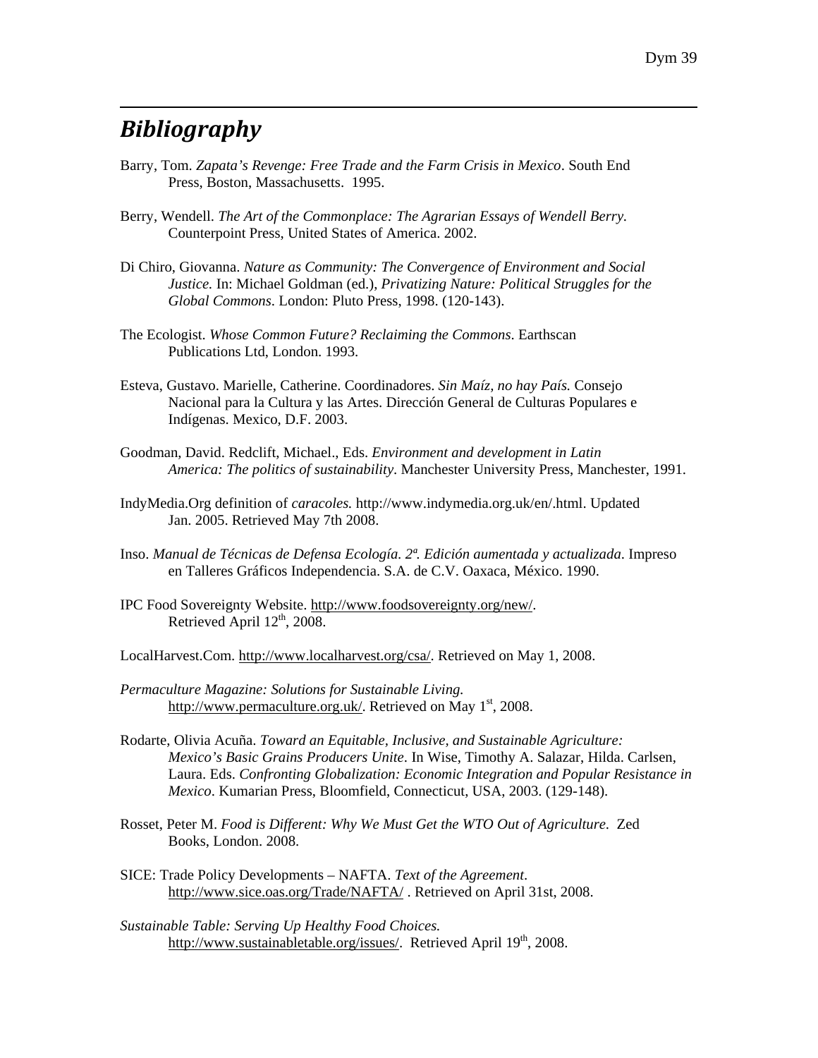# *Bibliography*

Barry, Tom. *Zapata's Revenge: Free Trade and the Farm Crisis in Mexico*. South End Press, Boston, Massachusetts. 1995.

Berry, Wendell. *The Art of the Commonplace: The Agrarian Essays of Wendell Berry*. Counterpoint Press, United States of America. 2002.

Di Chiro, Giovanna. *Nature as Community: The Convergence of Environment and Social Justice.* In: Michael Goldman (ed.), *Privatizing Nature: Political Struggles for the Global Commons*. London: Pluto Press, 1998. (120-143).

The Ecologist. *Whose Common Future? Reclaiming the Commons*. Earthscan Publications Ltd, London. 1993.

Esteva, Gustavo. Marielle, Catherine. Coordinadores. *Sin Maíz, no hay País.* Consejo Nacional para la Cultura y las Artes. Dirección General de Culturas Populares e Indígenas. Mexico, D.F. 2003.

Goodman, David. Redclift, Michael., Eds. *Environment and development in Latin America: The politics of sustainability*. Manchester University Press, Manchester, 1991.

IndyMedia.Org definition of *caracoles.* http://www.indymedia.org.uk/en/.html. Updated Jan. 2005. Retrieved May 7th 2008.

Inso. *Manual de Técnicas de Defensa Ecología. 2ª. Edición aumentada y actualizada*. Impreso en Talleres Gráficos Independencia. S.A. de C.V. Oaxaca, México. 1990.

IPC Food Sovereignty Website. http://www.foodsovereignty.org/new/. Retrieved April 12th, 2008.

LocalHarvest.Com. http://www.localharvest.org/csa/. Retrieved on May 1, 2008.

*Permaculture Magazine: Solutions for Sustainable Living.* http://www.permaculture.org.uk/. Retrieved on May 1st, 2008.

Rodarte, Olivia Acuña. *Toward an Equitable, Inclusive, and Sustainable Agriculture: Mexico's Basic Grains Producers Unite*. In Wise, Timothy A. Salazar, Hilda. Carlsen, Laura. Eds. *Confronting Globalization: Economic Integration and Popular Resistance in Mexico*. Kumarian Press, Bloomfield, Connecticut, USA, 2003. (129-148).

Rosset, Peter M. *Food is Different: Why We Must Get the WTO Out of Agriculture.* Zed Books, London. 2008.

SICE: Trade Policy Developments – NAFTA. *Text of the Agreement*. http://www.sice.oas.org/Trade/NAFTA/ . Retrieved on April 31st, 2008.

*Sustainable Table: Serving Up Healthy Food Choices.* http://www.sustainabletable.org/issues/. Retrieved April 19th, 2008.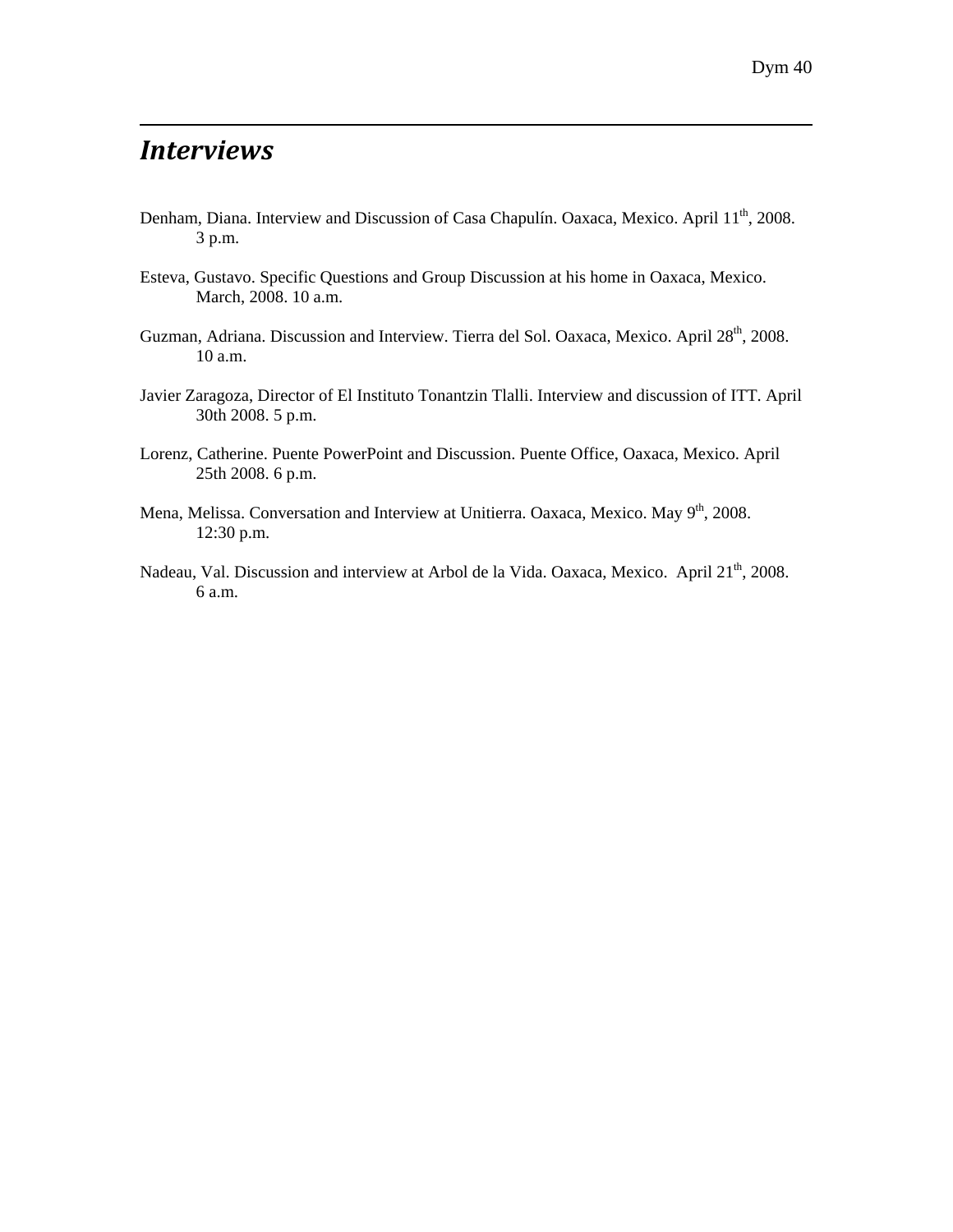## *Interviews*

Denham, Diana. Interview and Discussion of Casa Chapulín. Oaxaca, Mexico. April 11th, 2008. 3 p.m.

Esteva, Gustavo. Specific Questions and Group Discussion at his home in Oaxaca, Mexico. March, 2008. 10 a.m.

Guzman, Adriana. Discussion and Interview. Tierra del Sol. Oaxaca, Mexico. April 28th, 2008. 10 a.m.

Javier Zaragoza, Director of El Instituto Tonantzin Tlalli. Interview and discussion of ITT. April 30th 2008. 5 p.m.

Lorenz, Catherine. Puente PowerPoint and Discussion. Puente Office, Oaxaca, Mexico. April 25th 2008. 6 p.m.

Mena, Melissa. Conversation and Interview at Unitierra. Oaxaca, Mexico. May 9th, 2008. 12:30 p.m.

Nadeau, Val. Discussion and interview at Arbol de la Vida. Oaxaca, Mexico. April 21th, 2008. 6 a.m.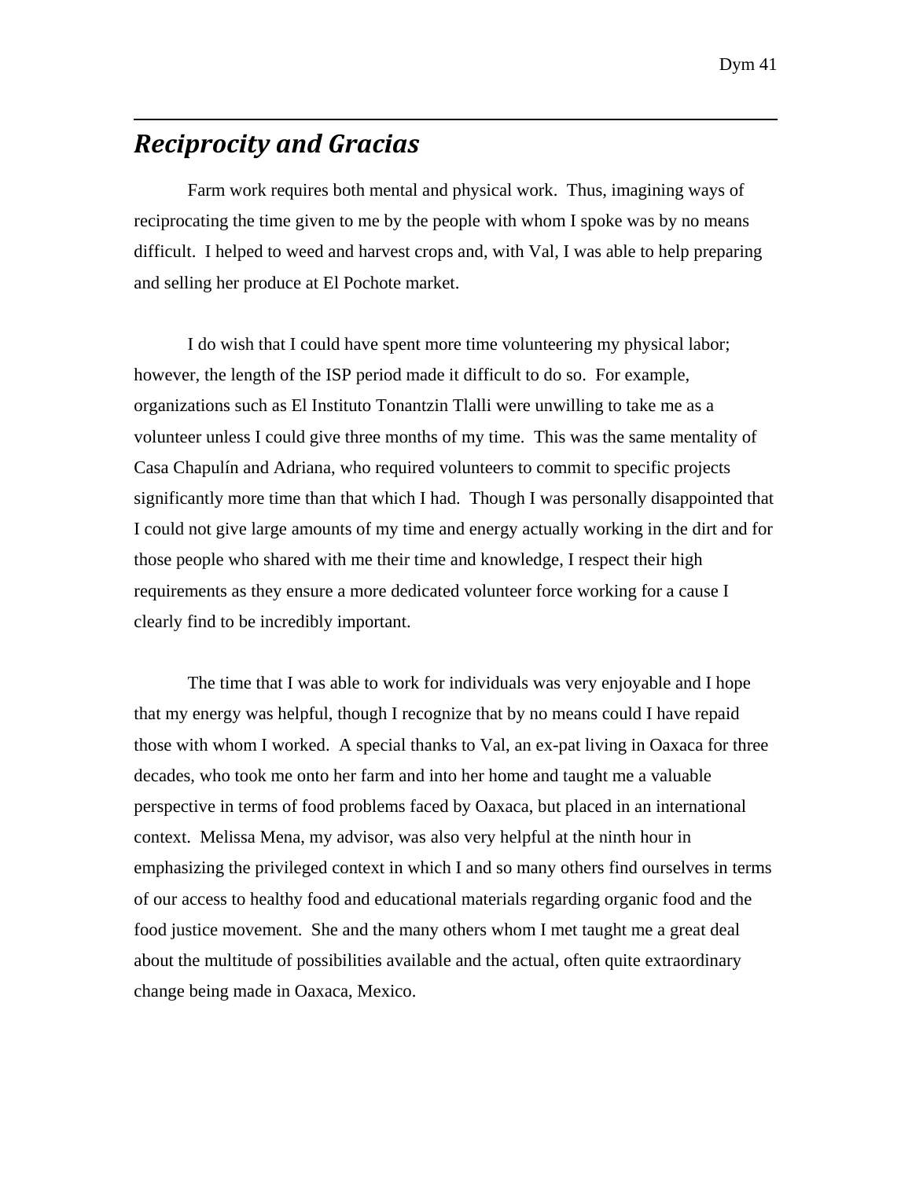## *Reciprocity and Gracias*

Farm work requires both mental and physical work. Thus, imagining ways of reciprocating the time given to me by the people with whom I spoke was by no means difficult. I helped to weed and harvest crops and, with Val, I was able to help preparing and selling her produce at El Pochote market.

I do wish that I could have spent more time volunteering my physical labor; however, the length of the ISP period made it difficult to do so. For example, organizations such as El Instituto Tonantzin Tlalli were unwilling to take me as a volunteer unless I could give three months of my time. This was the same mentality of Casa Chapulín and Adriana, who required volunteers to commit to specific projects significantly more time than that which I had. Though I was personally disappointed that I could not give large amounts of my time and energy actually working in the dirt and for those people who shared with me their time and knowledge, I respect their high requirements as they ensure a more dedicated volunteer force working for a cause I clearly find to be incredibly important.

The time that I was able to work for individuals was very enjoyable and I hope that my energy was helpful, though I recognize that by no means could I have repaid those with whom I worked. A special thanks to Val, an ex-pat living in Oaxaca for three decades, who took me onto her farm and into her home and taught me a valuable perspective in terms of food problems faced by Oaxaca, but placed in an international context. Melissa Mena, my advisor, was also very helpful at the ninth hour in emphasizing the privileged context in which I and so many others find ourselves in terms of our access to healthy food and educational materials regarding organic food and the food justice movement. She and the many others whom I met taught me a great deal about the multitude of possibilities available and the actual, often quite extraordinary change being made in Oaxaca, Mexico.